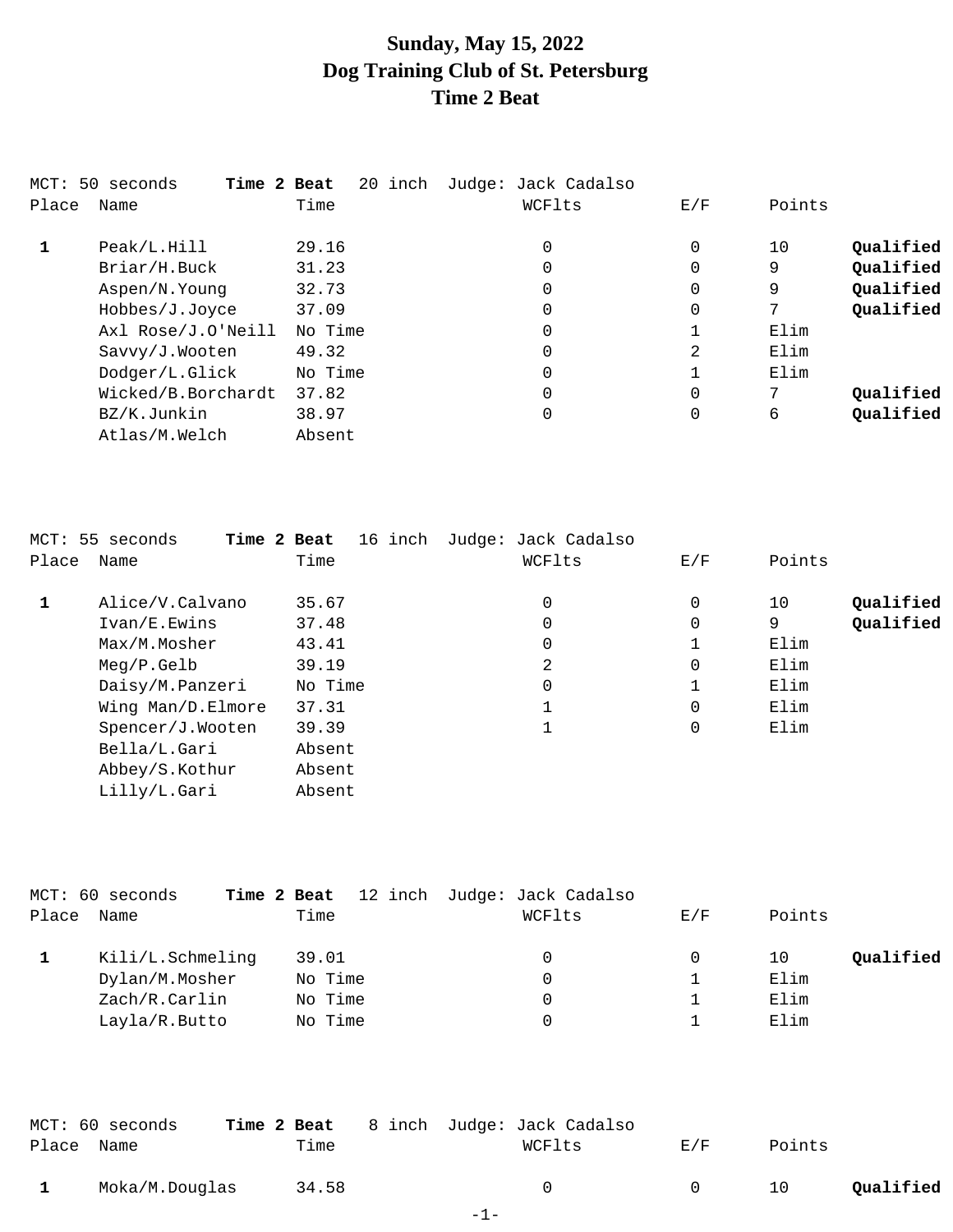# Sunday, May 15, 2022
# Dog Training Club of St. Petersburg
# Time 2 Beat

MCT: 50 seconds **Time 2 Beat** 20 inch Judge: Jack Cadalso

| Place | Name | Time | WCFlts | E/F | Points | |
|---|---|---|---|---|---|---|
| **1** | Peak/L.Hill | 29.16 | 0 | 0 | 10 | **Qualified** |
| | Briar/H.Buck | 31.23 | 0 | 0 | 9 | **Qualified** |
| | Aspen/N.Young | 32.73 | 0 | 0 | 9 | **Qualified** |
| | Hobbes/J.Joyce | 37.09 | 0 | 0 | 7 | **Qualified** |
| | Axl Rose/J.O'Neill | No Time | 0 | 1 | Elim | |
| | Savvy/J.Wooten | 49.32 | 0 | 2 | Elim | |
| | Dodger/L.Glick | No Time | 0 | 1 | Elim | |
| | Wicked/B.Borchardt | 37.82 | 0 | 0 | 7 | **Qualified** |
| | BZ/K.Junkin | 38.97 | 0 | 0 | 6 | **Qualified** |
| | Atlas/M.Welch | Absent | | | | |

MCT: 55 seconds **Time 2 Beat** 16 inch Judge: Jack Cadalso

| Place | Name | Time | WCFlts | E/F | Points | |
|---|---|---|---|---|---|---|
| **1** | Alice/V.Calvano | 35.67 | 0 | 0 | 10 | **Qualified** |
| | Ivan/E.Ewins | 37.48 | 0 | 0 | 9 | **Qualified** |
| | Max/M.Mosher | 43.41 | 0 | 1 | Elim | |
| | Meg/P.Gelb | 39.19 | 2 | 0 | Elim | |
| | Daisy/M.Panzeri | No Time | 0 | 1 | Elim | |
| | Wing Man/D.Elmore | 37.31 | 1 | 0 | Elim | |
| | Spencer/J.Wooten | 39.39 | 1 | 0 | Elim | |
| | Bella/L.Gari | Absent | | | | |
| | Abbey/S.Kothur | Absent | | | | |
| | Lilly/L.Gari | Absent | | | | |

MCT: 60 seconds **Time 2 Beat** 12 inch Judge: Jack Cadalso

| Place | Name | Time | WCFlts | E/F | Points | |
|---|---|---|---|---|---|---|
| **1** | Kili/L.Schmeling | 39.01 | 0 | 0 | 10 | **Qualified** |
| | Dylan/M.Mosher | No Time | 0 | 1 | Elim | |
| | Zach/R.Carlin | No Time | 0 | 1 | Elim | |
| | Layla/R.Butto | No Time | 0 | 1 | Elim | |

MCT: 60 seconds **Time 2 Beat** 8 inch Judge: Jack Cadalso

| Place | Name | Time | WCFlts | E/F | Points | |
|---|---|---|---|---|---|---|
| **1** | Moka/M.Douglas | 34.58 | 0 | 0 | 10 | **Qualified** |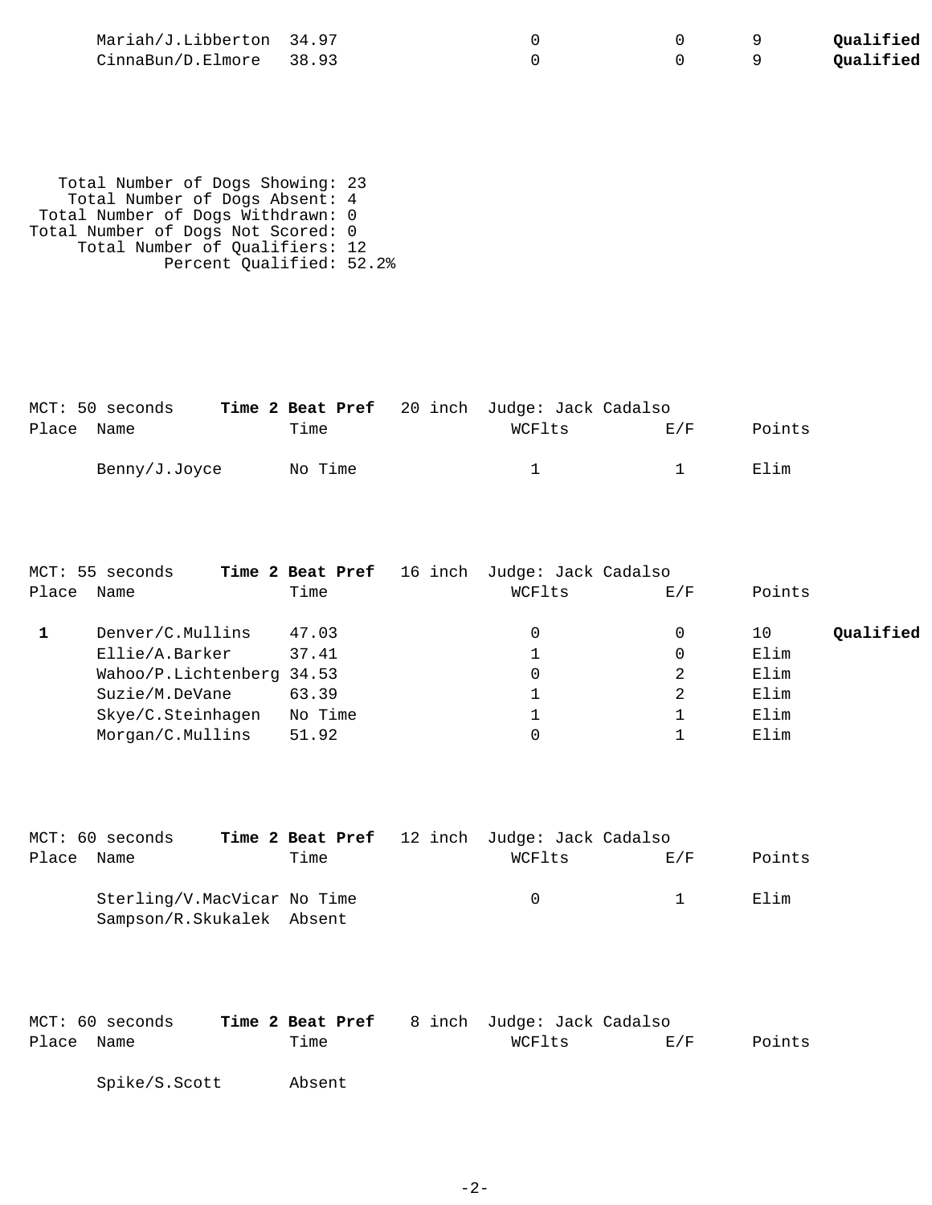| | | | | | | |
|---|---|---|---|---|---|---|
| | Mariah/J.Libberton | 34.97 | 0 | 0 | 9 | **Qualified** |
| | CinnaBun/D.Elmore | 38.93 | 0 | 0 | 9 | **Qualified** |

Total Number of Dogs Showing: 23
Total Number of Dogs Absent: 4
Total Number of Dogs Withdrawn: 0
Total Number of Dogs Not Scored: 0
Total Number of Qualifiers: 12
Percent Qualified: 52.2%

MCT: 50 seconds **Time 2 Beat Pref** 20 inch Judge: Jack Cadalso

| Place | Name | Time | WCFlts | E/F | Points |
|---|---|---|---|---|---|
| | Benny/J.Joyce | No Time | 1 | 1 | Elim |

MCT: 55 seconds **Time 2 Beat Pref** 16 inch Judge: Jack Cadalso

| Place | Name | Time | WCFlts | E/F | Points | |
|---|---|---|---|---|---|---|
| **1** | Denver/C.Mullins | 47.03 | 0 | 0 | 10 | **Qualified** |
| | Ellie/A.Barker | 37.41 | 1 | 0 | Elim | |
| | Wahoo/P.Lichtenberg | 34.53 | 0 | 2 | Elim | |
| | Suzie/M.DeVane | 63.39 | 1 | 2 | Elim | |
| | Skye/C.Steinhagen | No Time | 1 | 1 | Elim | |
| | Morgan/C.Mullins | 51.92 | 0 | 1 | Elim | |

MCT: 60 seconds **Time 2 Beat Pref** 12 inch Judge: Jack Cadalso

| Place | Name | Time | WCFlts | E/F | Points |
|---|---|---|---|---|---|
| | Sterling/V.MacVicar | No Time | 0 | 1 | Elim |
| | Sampson/R.Skukalek | Absent | | | |

MCT: 60 seconds **Time 2 Beat Pref** 8 inch Judge: Jack Cadalso

| Place | Name | Time | WCFlts | E/F | Points |
|---|---|---|---|---|---|
| | Spike/S.Scott | Absent | | | |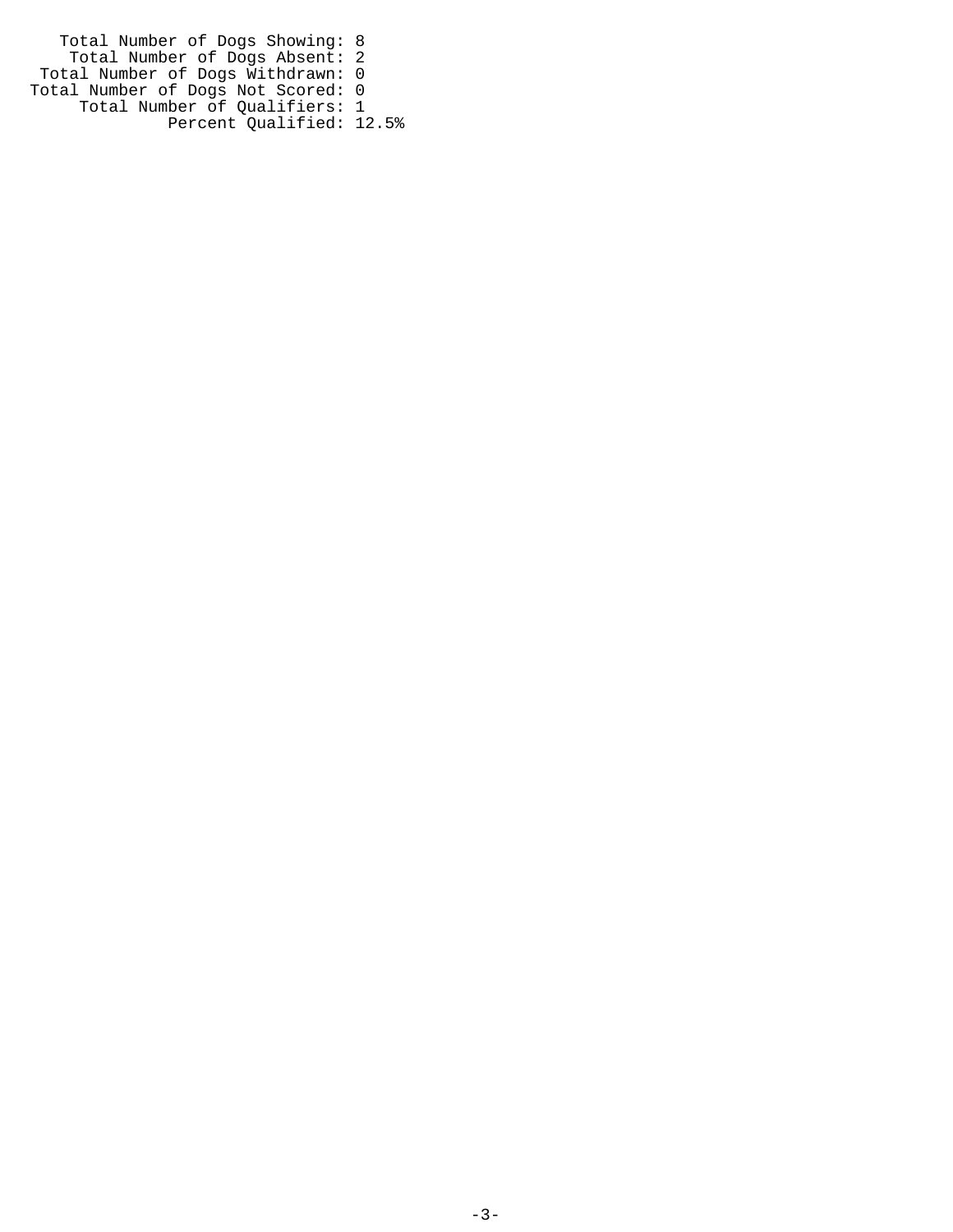Total Number of Dogs Showing: 8
Total Number of Dogs Absent: 2
Total Number of Dogs Withdrawn: 0
Total Number of Dogs Not Scored: 0
Total Number of Qualifiers: 1
Percent Qualified: 12.5%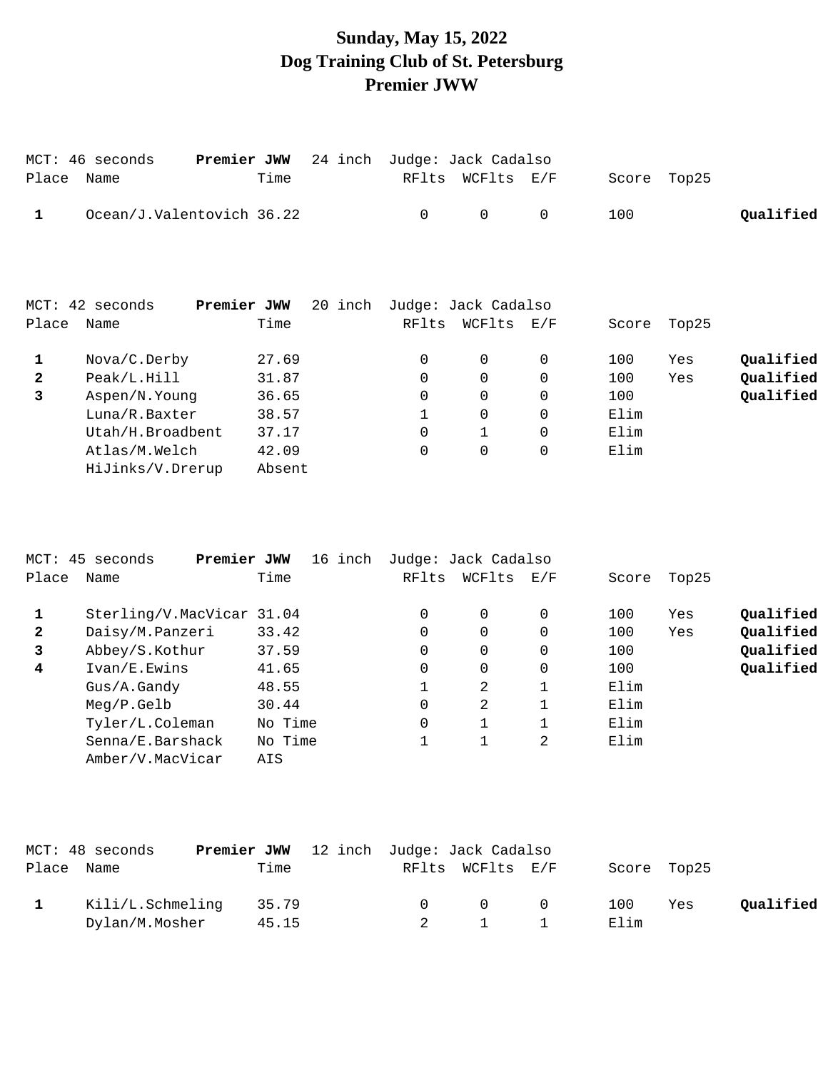# Sunday, May 15, 2022
# Dog Training Club of St. Petersburg
# Premier JWW

MCT: 46 seconds **Premier JWW** 24 inch Judge: Jack Cadalso

| Place | Name | Time | RFlts | WCFlts | E/F | Score | Top25 | |
|---|---|---|---|---|---|---|---|---|
| 1 | Ocean/J.Valentovich | 36.22 | 0 | 0 | 0 | 100 | | **Qualified** |

MCT: 42 seconds **Premier JWW** 20 inch Judge: Jack Cadalso

| Place | Name | Time | RFlts | WCFlts | E/F | Score | Top25 | |
|---|---|---|---|---|---|---|---|---|
| 1 | Nova/C.Derby | 27.69 | 0 | 0 | 0 | 100 | Yes | **Qualified** |
| 2 | Peak/L.Hill | 31.87 | 0 | 0 | 0 | 100 | Yes | **Qualified** |
| 3 | Aspen/N.Young | 36.65 | 0 | 0 | 0 | 100 | | **Qualified** |
| | Luna/R.Baxter | 38.57 | 1 | 0 | 0 | Elim | | |
| | Utah/H.Broadbent | 37.17 | 0 | 1 | 0 | Elim | | |
| | Atlas/M.Welch | 42.09 | 0 | 0 | 0 | Elim | | |
| | HiJinks/V.Drerup | Absent | | | | | | |

MCT: 45 seconds **Premier JWW** 16 inch Judge: Jack Cadalso

| Place | Name | Time | RFlts | WCFlts | E/F | Score | Top25 | |
|---|---|---|---|---|---|---|---|---|
| 1 | Sterling/V.MacVicar | 31.04 | 0 | 0 | 0 | 100 | Yes | **Qualified** |
| 2 | Daisy/M.Panzeri | 33.42 | 0 | 0 | 0 | 100 | Yes | **Qualified** |
| 3 | Abbey/S.Kothur | 37.59 | 0 | 0 | 0 | 100 | | **Qualified** |
| 4 | Ivan/E.Ewins | 41.65 | 0 | 0 | 0 | 100 | | **Qualified** |
| | Gus/A.Gandy | 48.55 | 1 | 2 | 1 | Elim | | |
| | Meg/P.Gelb | 30.44 | 0 | 2 | 1 | Elim | | |
| | Tyler/L.Coleman | No Time | 0 | 1 | 1 | Elim | | |
| | Senna/E.Barshack | No Time | 1 | 1 | 2 | Elim | | |
| | Amber/V.MacVicar | AIS | | | | | | |

MCT: 48 seconds **Premier JWW** 12 inch Judge: Jack Cadalso

| Place | Name | Time | RFlts | WCFlts | E/F | Score | Top25 | |
|---|---|---|---|---|---|---|---|---|
| 1 | Kili/L.Schmeling | 35.79 | 0 | 0 | 0 | 100 | Yes | **Qualified** |
| | Dylan/M.Mosher | 45.15 | 2 | 1 | 1 | Elim | | |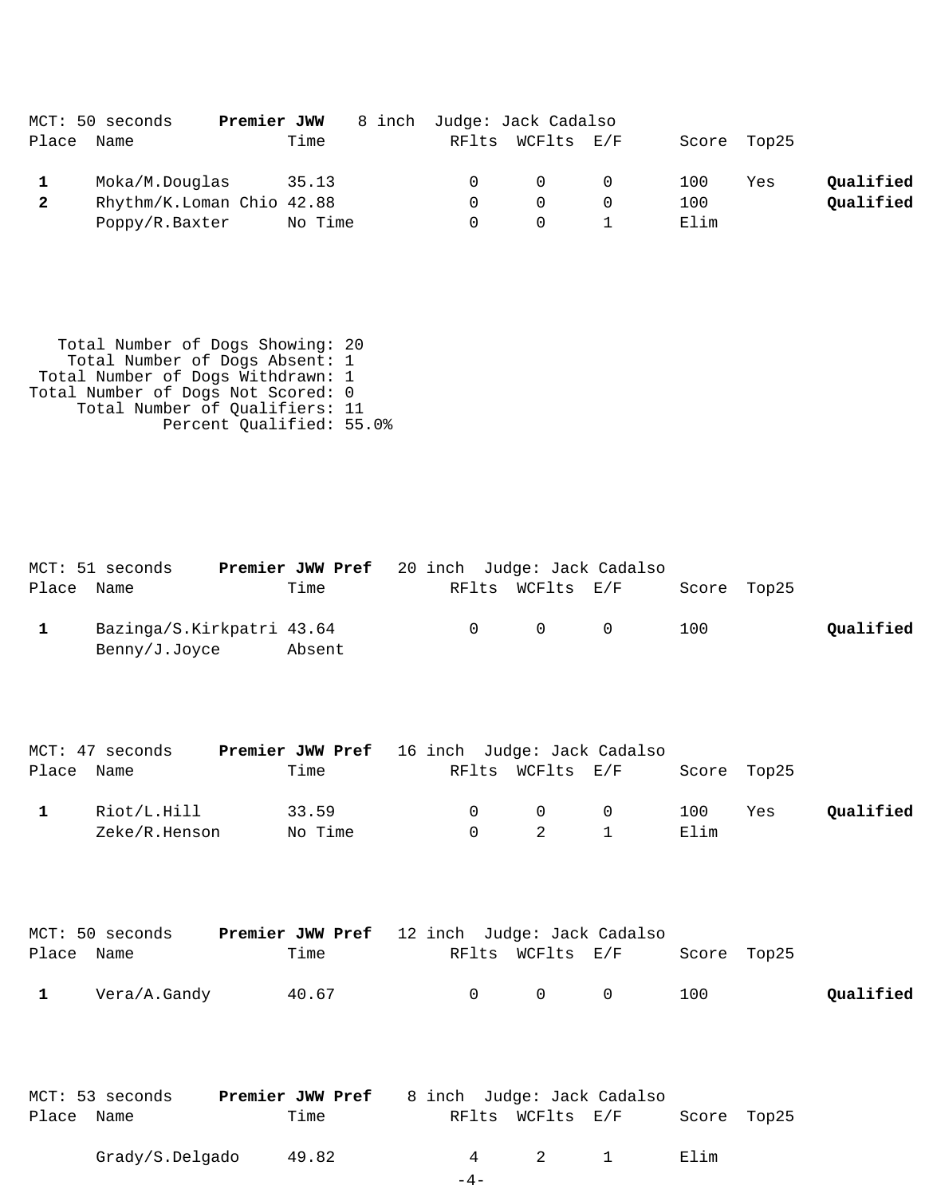MCT: 50 seconds **Premier JWW** 8 inch Judge: Jack Cadalso

| Place | Name | Time | RFlts | WCFlts | E/F | Score | Top25 | |
|---|---|---|---|---|---|---|---|---|
| **1** | Moka/M.Douglas | 35.13 | 0 | 0 | 0 | 100 | Yes | **Qualified** |
| **2** | Rhythm/K.Loman Chio | 42.88 | 0 | 0 | 0 | 100 | | **Qualified** |
| | Poppy/R.Baxter | No Time | 0 | 0 | 1 | Elim | | |

Total Number of Dogs Showing: 20
Total Number of Dogs Absent: 1
Total Number of Dogs Withdrawn: 1
Total Number of Dogs Not Scored: 0
Total Number of Qualifiers: 11
Percent Qualified: 55.0%

MCT: 51 seconds **Premier JWW Pref** 20 inch Judge: Jack Cadalso

| Place | Name | Time | RFlts | WCFlts | E/F | Score | Top25 | |
|---|---|---|---|---|---|---|---|---|
| **1** | Bazinga/S.Kirkpatri | 43.64 | 0 | 0 | 0 | 100 | | **Qualified** |
| | Benny/J.Joyce | Absent | | | | | | |

MCT: 47 seconds **Premier JWW Pref** 16 inch Judge: Jack Cadalso

| Place | Name | Time | RFlts | WCFlts | E/F | Score | Top25 | |
|---|---|---|---|---|---|---|---|---|
| **1** | Riot/L.Hill | 33.59 | 0 | 0 | 0 | 100 | Yes | **Qualified** |
| | Zeke/R.Henson | No Time | 0 | 2 | 1 | Elim | | |

MCT: 50 seconds **Premier JWW Pref** 12 inch Judge: Jack Cadalso

| Place | Name | Time | RFlts | WCFlts | E/F | Score | Top25 | |
|---|---|---|---|---|---|---|---|---|
| **1** | Vera/A.Gandy | 40.67 | 0 | 0 | 0 | 100 | | **Qualified** |

MCT: 53 seconds **Premier JWW Pref** 8 inch Judge: Jack Cadalso

| Place | Name | Time | RFlts | WCFlts | E/F | Score | Top25 |
|---|---|---|---|---|---|---|---|
| | Grady/S.Delgado | 49.82 | 4 | 2 | 1 | Elim | |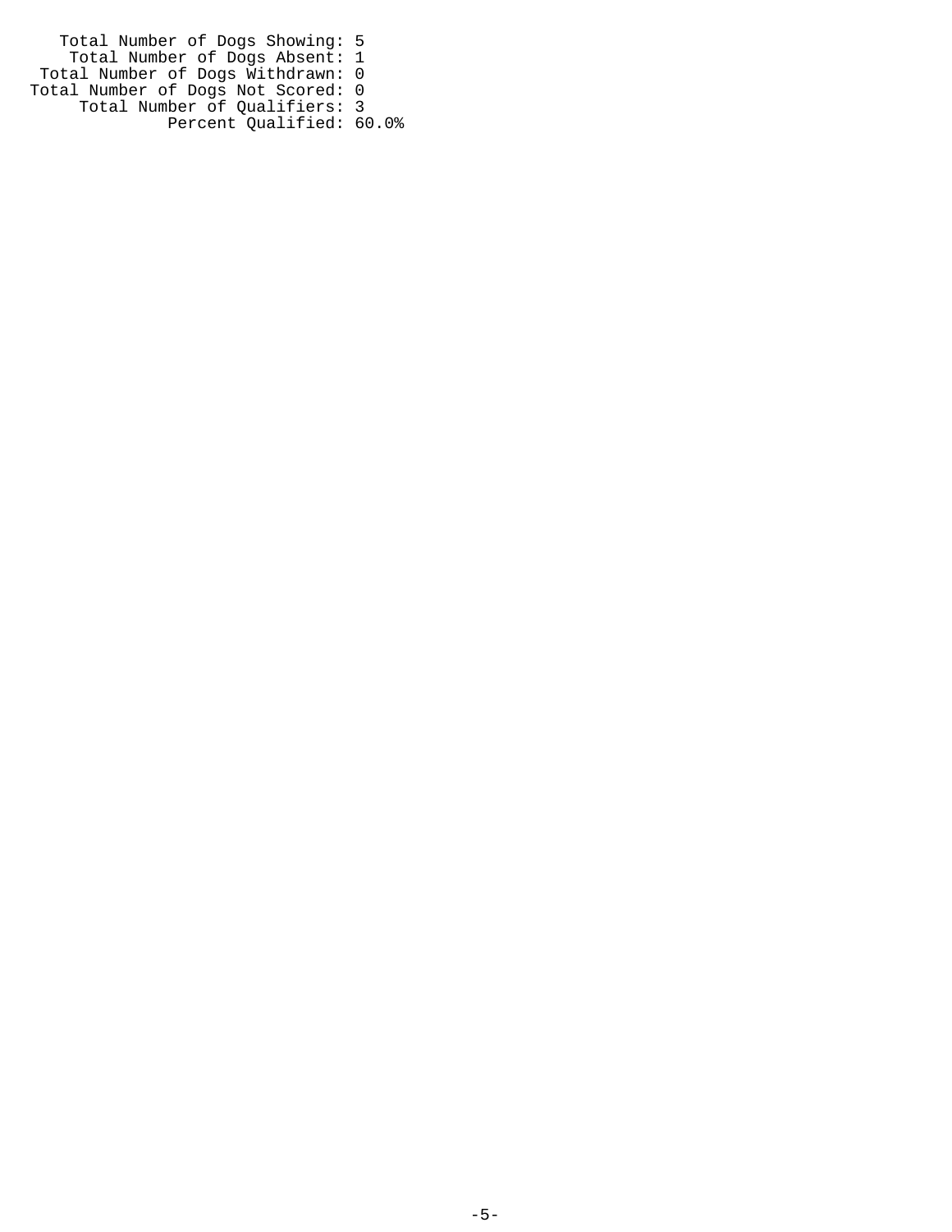Total Number of Dogs Showing: 5
Total Number of Dogs Absent: 1
Total Number of Dogs Withdrawn: 0
Total Number of Dogs Not Scored: 0
Total Number of Qualifiers: 3
Percent Qualified: 60.0%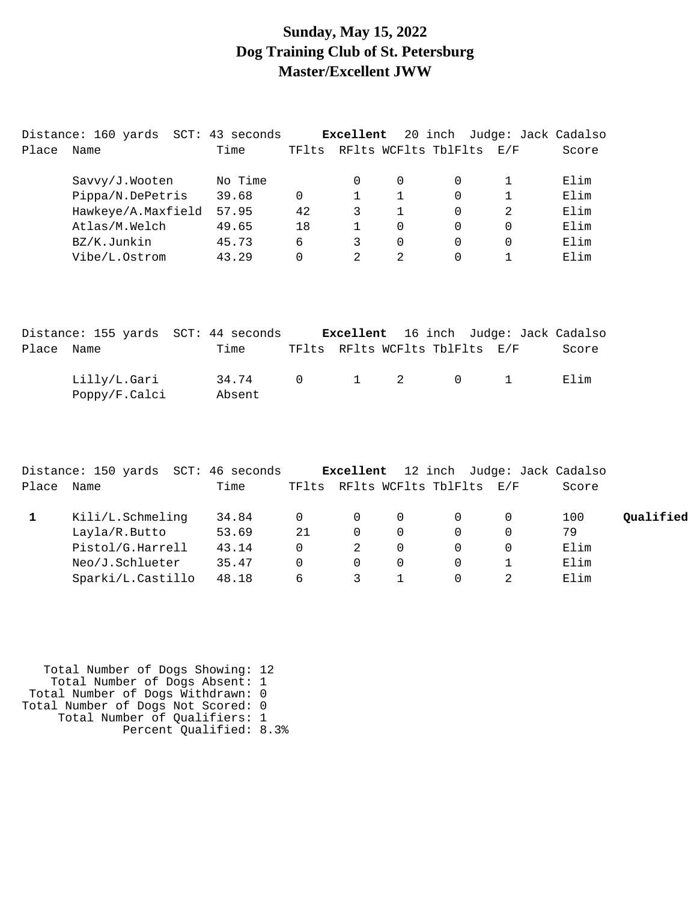# Sunday, May 15, 2022
# Dog Training Club of St. Petersburg
# Master/Excellent JWW

Distance: 160 yards SCT: 43 seconds **Excellent** 20 inch Judge: Jack Cadalso

| Place | Name | Time | TFlts | RFlts | WCFlts | TblFlts | E/F | Score | |
|---|---|---|---|---|---|---|---|---|---|
| | Savvy/J.Wooten | No Time | | 0 | 0 | 0 | 1 | Elim | |
| | Pippa/N.DePetris | 39.68 | 0 | 1 | 1 | 0 | 1 | Elim | |
| | Hawkeye/A.Maxfield | 57.95 | 42 | 3 | 1 | 0 | 2 | Elim | |
| | Atlas/M.Welch | 49.65 | 18 | 1 | 0 | 0 | 0 | Elim | |
| | BZ/K.Junkin | 45.73 | 6 | 3 | 0 | 0 | 0 | Elim | |
| | Vibe/L.Ostrom | 43.29 | 0 | 2 | 2 | 0 | 1 | Elim | |

Distance: 155 yards SCT: 44 seconds **Excellent** 16 inch Judge: Jack Cadalso

| Place | Name | Time | TFlts | RFlts | WCFlts | TblFlts | E/F | Score | |
|---|---|---|---|---|---|---|---|---|---|
| | Lilly/L.Gari | 34.74 | 0 | 1 | 2 | 0 | 1 | Elim | |
| | Poppy/F.Calci | Absent | | | | | | | |

Distance: 150 yards SCT: 46 seconds **Excellent** 12 inch Judge: Jack Cadalso

| Place | Name | Time | TFlts | RFlts | WCFlts | TblFlts | E/F | Score | |
|---|---|---|---|---|---|---|---|---|---|
| **1** | Kili/L.Schmeling | 34.84 | 0 | 0 | 0 | 0 | 0 | 100 | **Qualified** |
| | Layla/R.Butto | 53.69 | 21 | 0 | 0 | 0 | 0 | 79 | |
| | Pistol/G.Harrell | 43.14 | 0 | 2 | 0 | 0 | 0 | Elim | |
| | Neo/J.Schlueter | 35.47 | 0 | 0 | 0 | 0 | 1 | Elim | |
| | Sparki/L.Castillo | 48.18 | 6 | 3 | 1 | 0 | 2 | Elim | |

Total Number of Dogs Showing: 12
Total Number of Dogs Absent: 1
Total Number of Dogs Withdrawn: 0
Total Number of Dogs Not Scored: 0
Total Number of Qualifiers: 1
Percent Qualified: 8.3%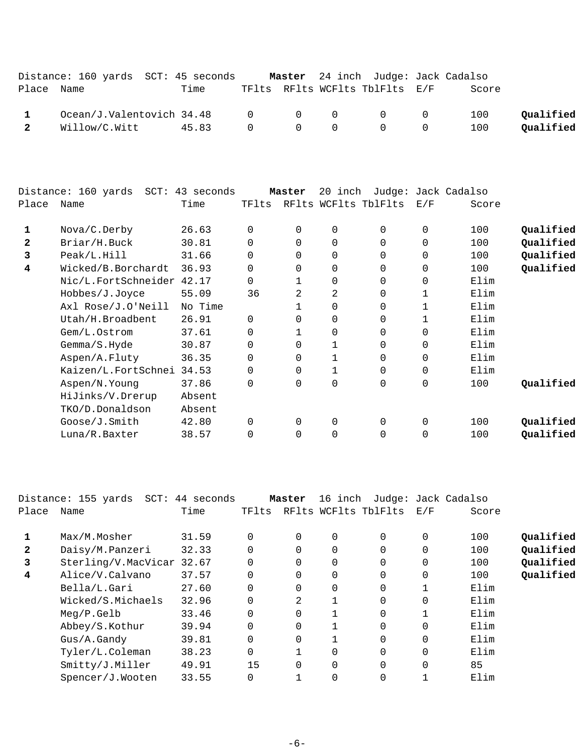Distance: 160 yards  SCT: 45 seconds  **Master**  24 inch  Judge: Jack Cadalso

| Place | Name | Time | TFlts | RFlts | WCFlts | TblFlts | E/F | Score | |
|---|---|---|---|---|---|---|---|---|---|
| **1** | Ocean/J.Valentovich | 34.48 | 0 | 0 | 0 | 0 | 0 | 100 | **Qualified** |
| **2** | Willow/C.Witt | 45.83 | 0 | 0 | 0 | 0 | 0 | 100 | **Qualified** |

Distance: 160 yards  SCT: 43 seconds  **Master**  20 inch  Judge: Jack Cadalso

| Place | Name | Time | TFlts | RFlts | WCFlts | TblFlts | E/F | Score | |
|---|---|---|---|---|---|---|---|---|---|
| **1** | Nova/C.Derby | 26.63 | 0 | 0 | 0 | 0 | 0 | 100 | **Qualified** |
| **2** | Briar/H.Buck | 30.81 | 0 | 0 | 0 | 0 | 0 | 100 | **Qualified** |
| **3** | Peak/L.Hill | 31.66 | 0 | 0 | 0 | 0 | 0 | 100 | **Qualified** |
| **4** | Wicked/B.Borchardt | 36.93 | 0 | 0 | 0 | 0 | 0 | 100 | **Qualified** |
| | Nic/L.FortSchneider | 42.17 | 0 | 1 | 0 | 0 | 0 | Elim | |
| | Hobbes/J.Joyce | 55.09 | 36 | 2 | 2 | 0 | 1 | Elim | |
| | Axl Rose/J.O'Neill | No Time | | 1 | 0 | 0 | 1 | Elim | |
| | Utah/H.Broadbent | 26.91 | 0 | 0 | 0 | 0 | 1 | Elim | |
| | Gem/L.Ostrom | 37.61 | 0 | 1 | 0 | 0 | 0 | Elim | |
| | Gemma/S.Hyde | 30.87 | 0 | 0 | 1 | 0 | 0 | Elim | |
| | Aspen/A.Fluty | 36.35 | 0 | 0 | 1 | 0 | 0 | Elim | |
| | Kaizen/L.FortSchnei | 34.53 | 0 | 0 | 1 | 0 | 0 | Elim | |
| | Aspen/N.Young | 37.86 | 0 | 0 | 0 | 0 | 0 | 100 | **Qualified** |
| | HiJinks/V.Drerup | Absent | | | | | | | |
| | TKO/D.Donaldson | Absent | | | | | | | |
| | Goose/J.Smith | 42.80 | 0 | 0 | 0 | 0 | 0 | 100 | **Qualified** |
| | Luna/R.Baxter | 38.57 | 0 | 0 | 0 | 0 | 0 | 100 | **Qualified** |

Distance: 155 yards  SCT: 44 seconds  **Master**  16 inch  Judge: Jack Cadalso

| Place | Name | Time | TFlts | RFlts | WCFlts | TblFlts | E/F | Score | |
|---|---|---|---|---|---|---|---|---|---|
| **1** | Max/M.Mosher | 31.59 | 0 | 0 | 0 | 0 | 0 | 100 | **Qualified** |
| **2** | Daisy/M.Panzeri | 32.33 | 0 | 0 | 0 | 0 | 0 | 100 | **Qualified** |
| **3** | Sterling/V.MacVicar | 32.67 | 0 | 0 | 0 | 0 | 0 | 100 | **Qualified** |
| **4** | Alice/V.Calvano | 37.57 | 0 | 0 | 0 | 0 | 0 | 100 | **Qualified** |
| | Bella/L.Gari | 27.60 | 0 | 0 | 0 | 0 | 1 | Elim | |
| | Wicked/S.Michaels | 32.96 | 0 | 2 | 1 | 0 | 0 | Elim | |
| | Meg/P.Gelb | 33.46 | 0 | 0 | 1 | 0 | 1 | Elim | |
| | Abbey/S.Kothur | 39.94 | 0 | 0 | 1 | 0 | 0 | Elim | |
| | Gus/A.Gandy | 39.81 | 0 | 0 | 1 | 0 | 0 | Elim | |
| | Tyler/L.Coleman | 38.23 | 0 | 1 | 0 | 0 | 0 | Elim | |
| | Smitty/J.Miller | 49.91 | 15 | 0 | 0 | 0 | 0 | 85 | |
| | Spencer/J.Wooten | 33.55 | 0 | 1 | 0 | 0 | 1 | Elim | |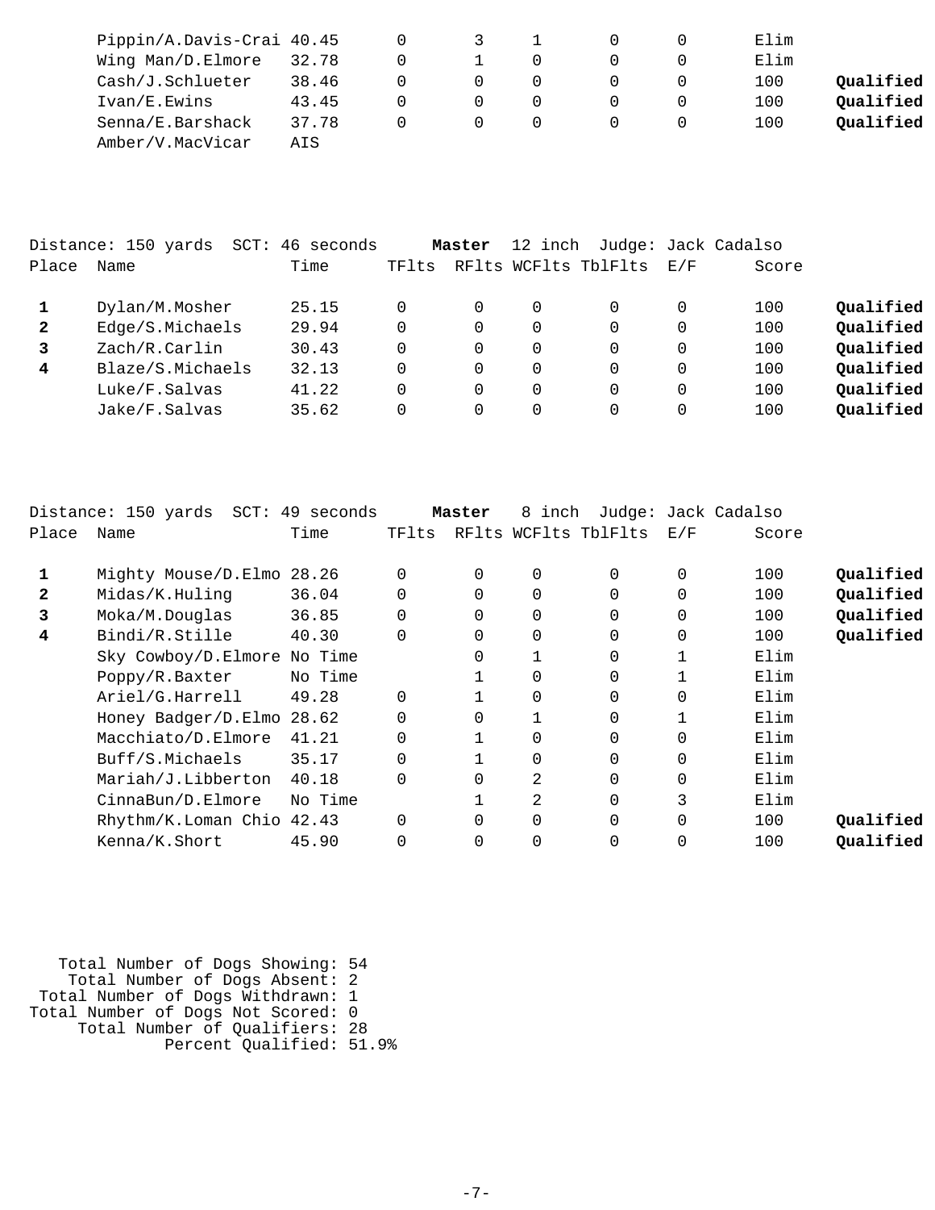| Place | Name | Time | TFlts | RFlts | WCFlts | TblFlts | E/F | Score | |
|---|---|---|---|---|---|---|---|---|---|
| | Pippin/A.Davis-Crai | 40.45 | 0 | 3 | 1 | 0 | 0 | Elim | |
| | Wing Man/D.Elmore | 32.78 | 0 | 1 | 0 | 0 | 0 | Elim | |
| | Cash/J.Schlueter | 38.46 | 0 | 0 | 0 | 0 | 0 | 100 | **Qualified** |
| | Ivan/E.Ewins | 43.45 | 0 | 0 | 0 | 0 | 0 | 100 | **Qualified** |
| | Senna/E.Barshack | 37.78 | 0 | 0 | 0 | 0 | 0 | 100 | **Qualified** |
| | Amber/V.MacVicar | AIS | | | | | | | |

Distance: 150 yards SCT: 46 seconds **Master** 12 inch Judge: Jack Cadalso

| Place | Name | Time | TFlts | RFlts | WCFlts | TblFlts | E/F | Score | |
|---|---|---|---|---|---|---|---|---|---|
| **1** | Dylan/M.Mosher | 25.15 | 0 | 0 | 0 | 0 | 0 | 100 | **Qualified** |
| **2** | Edge/S.Michaels | 29.94 | 0 | 0 | 0 | 0 | 0 | 100 | **Qualified** |
| **3** | Zach/R.Carlin | 30.43 | 0 | 0 | 0 | 0 | 0 | 100 | **Qualified** |
| **4** | Blaze/S.Michaels | 32.13 | 0 | 0 | 0 | 0 | 0 | 100 | **Qualified** |
| | Luke/F.Salvas | 41.22 | 0 | 0 | 0 | 0 | 0 | 100 | **Qualified** |
| | Jake/F.Salvas | 35.62 | 0 | 0 | 0 | 0 | 0 | 100 | **Qualified** |

Distance: 150 yards SCT: 49 seconds **Master** 8 inch Judge: Jack Cadalso

| Place | Name | Time | TFlts | RFlts | WCFlts | TblFlts | E/F | Score | |
|---|---|---|---|---|---|---|---|---|---|
| **1** | Mighty Mouse/D.Elmo | 28.26 | 0 | 0 | 0 | 0 | 0 | 100 | **Qualified** |
| **2** | Midas/K.Huling | 36.04 | 0 | 0 | 0 | 0 | 0 | 100 | **Qualified** |
| **3** | Moka/M.Douglas | 36.85 | 0 | 0 | 0 | 0 | 0 | 100 | **Qualified** |
| **4** | Bindi/R.Stille | 40.30 | 0 | 0 | 0 | 0 | 0 | 100 | **Qualified** |
| | Sky Cowboy/D.Elmore | No Time | | 0 | 1 | 0 | 1 | Elim | |
| | Poppy/R.Baxter | No Time | | 1 | 0 | 0 | 1 | Elim | |
| | Ariel/G.Harrell | 49.28 | 0 | 1 | 0 | 0 | 0 | Elim | |
| | Honey Badger/D.Elmo | 28.62 | 0 | 0 | 1 | 0 | 1 | Elim | |
| | Macchiato/D.Elmore | 41.21 | 0 | 1 | 0 | 0 | 0 | Elim | |
| | Buff/S.Michaels | 35.17 | 0 | 1 | 0 | 0 | 0 | Elim | |
| | Mariah/J.Libberton | 40.18 | 0 | 0 | 2 | 0 | 0 | Elim | |
| | CinnaBun/D.Elmore | No Time | | 1 | 2 | 0 | 3 | Elim | |
| | Rhythm/K.Loman Chio | 42.43 | 0 | 0 | 0 | 0 | 0 | 100 | **Qualified** |
| | Kenna/K.Short | 45.90 | 0 | 0 | 0 | 0 | 0 | 100 | **Qualified** |

Total Number of Dogs Showing: 54
Total Number of Dogs Absent: 2
Total Number of Dogs Withdrawn: 1
Total Number of Dogs Not Scored: 0
Total Number of Qualifiers: 28
Percent Qualified: 51.9%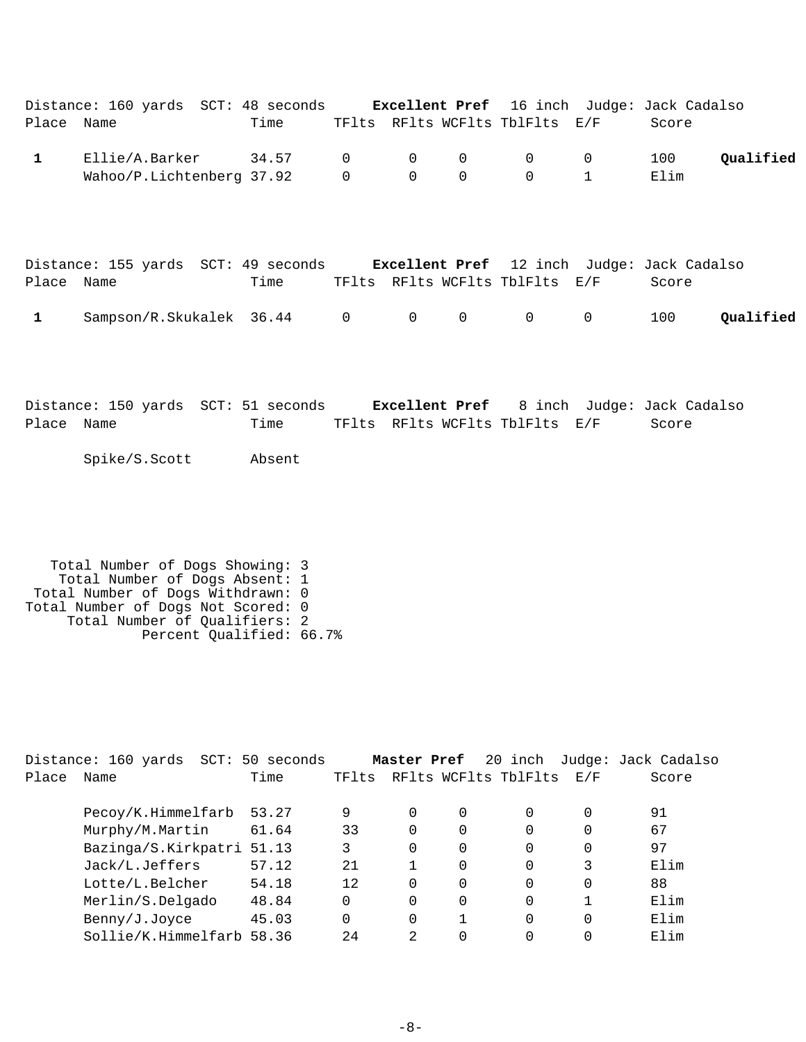Distance: 160 yards SCT: 48 seconds **Excellent Pref** 16 inch Judge: Jack Cadalso

| Place | Name | Time | TFlts | RFlts | WCFlts | TblFlts | E/F | Score | |
|---|---|---|---|---|---|---|---|---|---|
| **1** | Ellie/A.Barker | 34.57 | 0 | 0 | 0 | 0 | 0 | 100 | **Qualified** |
| | Wahoo/P.Lichtenberg | 37.92 | 0 | 0 | 0 | 0 | 1 | Elim | |

Distance: 155 yards SCT: 49 seconds **Excellent Pref** 12 inch Judge: Jack Cadalso

| Place | Name | Time | TFlts | RFlts | WCFlts | TblFlts | E/F | Score | |
|---|---|---|---|---|---|---|---|---|---|
| **1** | Sampson/R.Skukalek | 36.44 | 0 | 0 | 0 | 0 | 0 | 100 | **Qualified** |

Distance: 150 yards SCT: 51 seconds **Excellent Pref** 8 inch Judge: Jack Cadalso

| Place | Name | Time | TFlts | RFlts | WCFlts | TblFlts | E/F | Score |
|---|---|---|---|---|---|---|---|---|
| | Spike/S.Scott | Absent | | | | | | |

Total Number of Dogs Showing: 3
Total Number of Dogs Absent: 1
Total Number of Dogs Withdrawn: 0
Total Number of Dogs Not Scored: 0
Total Number of Qualifiers: 2
Percent Qualified: 66.7%

Distance: 160 yards SCT: 50 seconds **Master Pref** 20 inch Judge: Jack Cadalso

| Place | Name | Time | TFlts | RFlts | WCFlts | TblFlts | E/F | Score |
|---|---|---|---|---|---|---|---|---|
| | Pecoy/K.Himmelfarb | 53.27 | 9 | 0 | 0 | 0 | 0 | 91 |
| | Murphy/M.Martin | 61.64 | 33 | 0 | 0 | 0 | 0 | 67 |
| | Bazinga/S.Kirkpatri | 51.13 | 3 | 0 | 0 | 0 | 0 | 97 |
| | Jack/L.Jeffers | 57.12 | 21 | 1 | 0 | 0 | 3 | Elim |
| | Lotte/L.Belcher | 54.18 | 12 | 0 | 0 | 0 | 0 | 88 |
| | Merlin/S.Delgado | 48.84 | 0 | 0 | 0 | 0 | 1 | Elim |
| | Benny/J.Joyce | 45.03 | 0 | 0 | 1 | 0 | 0 | Elim |
| | Sollie/K.Himmelfarb | 58.36 | 24 | 2 | 0 | 0 | 0 | Elim |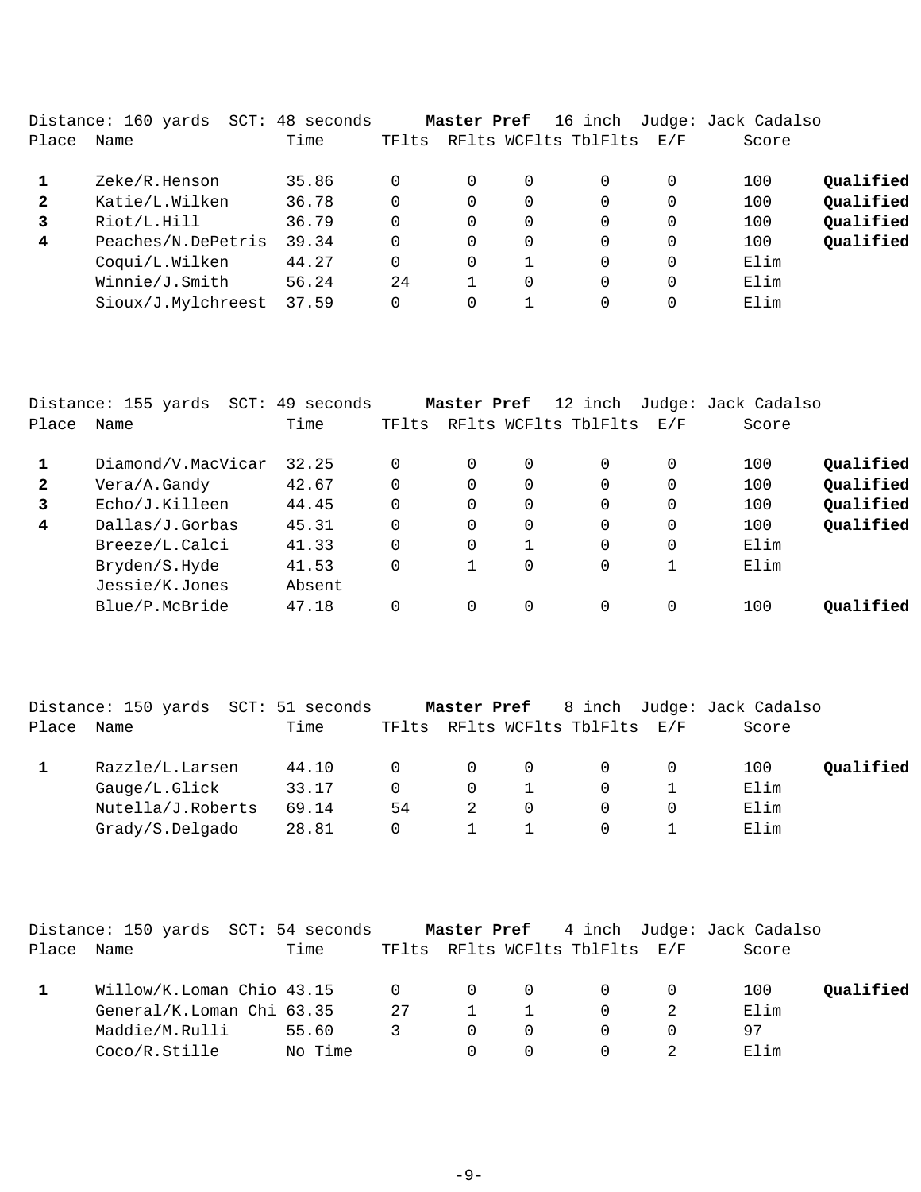Distance: 160 yards SCT: 48 seconds **Master Pref** 16 inch Judge: Jack Cadalso

| Place | Name | Time | TFlts | RFlts | WCFlts | TblFlts | E/F | Score | |
|---|---|---|---|---|---|---|---|---|---|
| **1** | Zeke/R.Henson | 35.86 | 0 | 0 | 0 | 0 | 0 | 100 | **Qualified** |
| **2** | Katie/L.Wilken | 36.78 | 0 | 0 | 0 | 0 | 0 | 100 | **Qualified** |
| **3** | Riot/L.Hill | 36.79 | 0 | 0 | 0 | 0 | 0 | 100 | **Qualified** |
| **4** | Peaches/N.DePetris | 39.34 | 0 | 0 | 0 | 0 | 0 | 100 | **Qualified** |
| | Coqui/L.Wilken | 44.27 | 0 | 0 | 1 | 0 | 0 | Elim | |
| | Winnie/J.Smith | 56.24 | 24 | 1 | 0 | 0 | 0 | Elim | |
| | Sioux/J.Mylchreest | 37.59 | 0 | 0 | 1 | 0 | 0 | Elim | |

Distance: 155 yards SCT: 49 seconds **Master Pref** 12 inch Judge: Jack Cadalso

| Place | Name | Time | TFlts | RFlts | WCFlts | TblFlts | E/F | Score | |
|---|---|---|---|---|---|---|---|---|---|
| **1** | Diamond/V.MacVicar | 32.25 | 0 | 0 | 0 | 0 | 0 | 100 | **Qualified** |
| **2** | Vera/A.Gandy | 42.67 | 0 | 0 | 0 | 0 | 0 | 100 | **Qualified** |
| **3** | Echo/J.Killeen | 44.45 | 0 | 0 | 0 | 0 | 0 | 100 | **Qualified** |
| **4** | Dallas/J.Gorbas | 45.31 | 0 | 0 | 0 | 0 | 0 | 100 | **Qualified** |
| | Breeze/L.Calci | 41.33 | 0 | 0 | 1 | 0 | 0 | Elim | |
| | Bryden/S.Hyde | 41.53 | 0 | 1 | 0 | 0 | 1 | Elim | |
| | Jessie/K.Jones | Absent | | | | | | | |
| | Blue/P.McBride | 47.18 | 0 | 0 | 0 | 0 | 0 | 100 | **Qualified** |

Distance: 150 yards SCT: 51 seconds **Master Pref** 8 inch Judge: Jack Cadalso

| Place | Name | Time | TFlts | RFlts | WCFlts | TblFlts | E/F | Score | |
|---|---|---|---|---|---|---|---|---|---|
| **1** | Razzle/L.Larsen | 44.10 | 0 | 0 | 0 | 0 | 0 | 100 | **Qualified** |
| | Gauge/L.Glick | 33.17 | 0 | 0 | 1 | 0 | 1 | Elim | |
| | Nutella/J.Roberts | 69.14 | 54 | 2 | 0 | 0 | 0 | Elim | |
| | Grady/S.Delgado | 28.81 | 0 | 1 | 1 | 0 | 1 | Elim | |

Distance: 150 yards SCT: 54 seconds **Master Pref** 4 inch Judge: Jack Cadalso

| Place | Name | Time | TFlts | RFlts | WCFlts | TblFlts | E/F | Score | |
|---|---|---|---|---|---|---|---|---|---|
| **1** | Willow/K.Loman Chio | 43.15 | 0 | 0 | 0 | 0 | 0 | 100 | **Qualified** |
| | General/K.Loman Chi | 63.35 | 27 | 1 | 1 | 0 | 2 | Elim | |
| | Maddie/M.Rulli | 55.60 | 3 | 0 | 0 | 0 | 0 | 97 | |
| | Coco/R.Stille | No Time | | 0 | 0 | 0 | 2 | Elim | |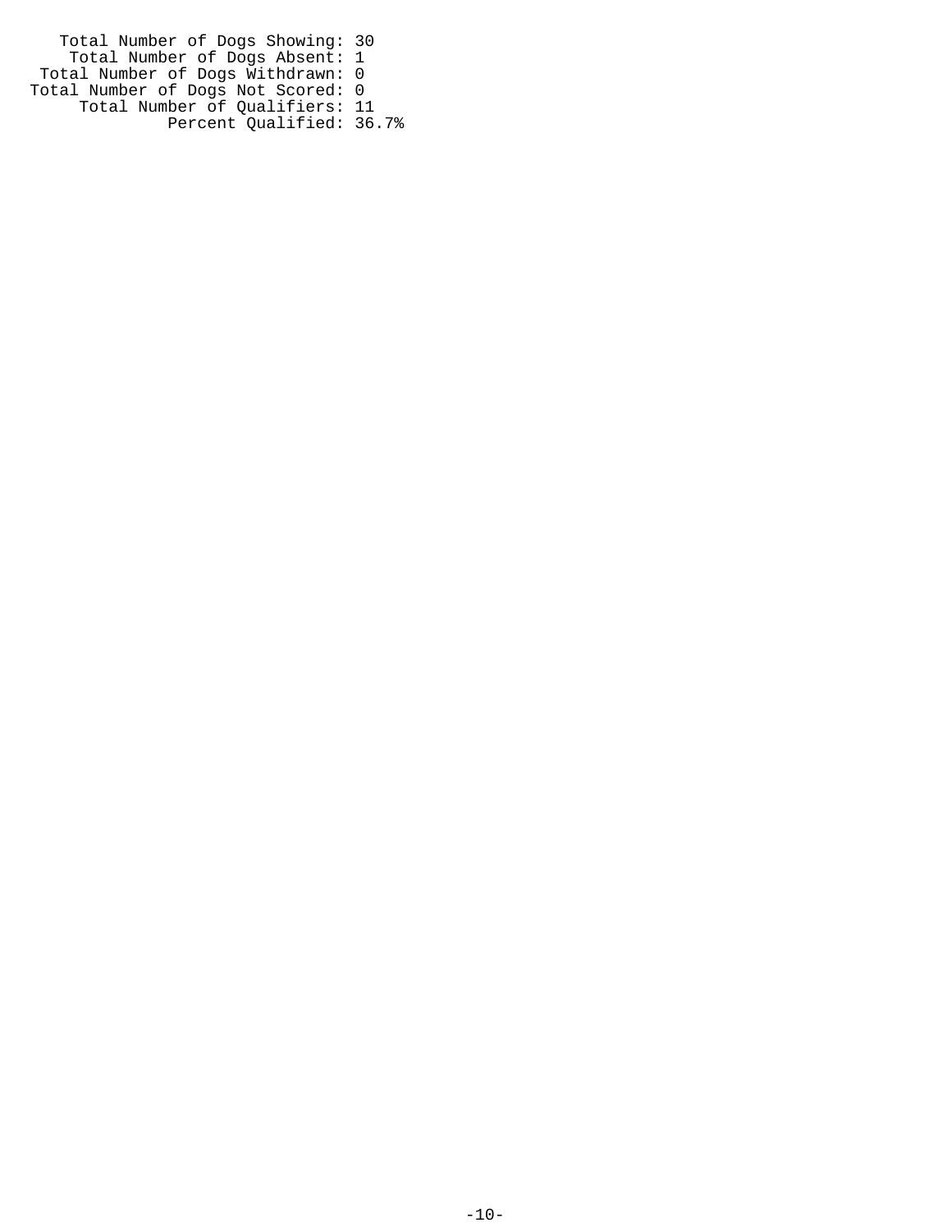Total Number of Dogs Showing: 30
Total Number of Dogs Absent: 1
Total Number of Dogs Withdrawn: 0
Total Number of Dogs Not Scored: 0
Total Number of Qualifiers: 11
Percent Qualified: 36.7%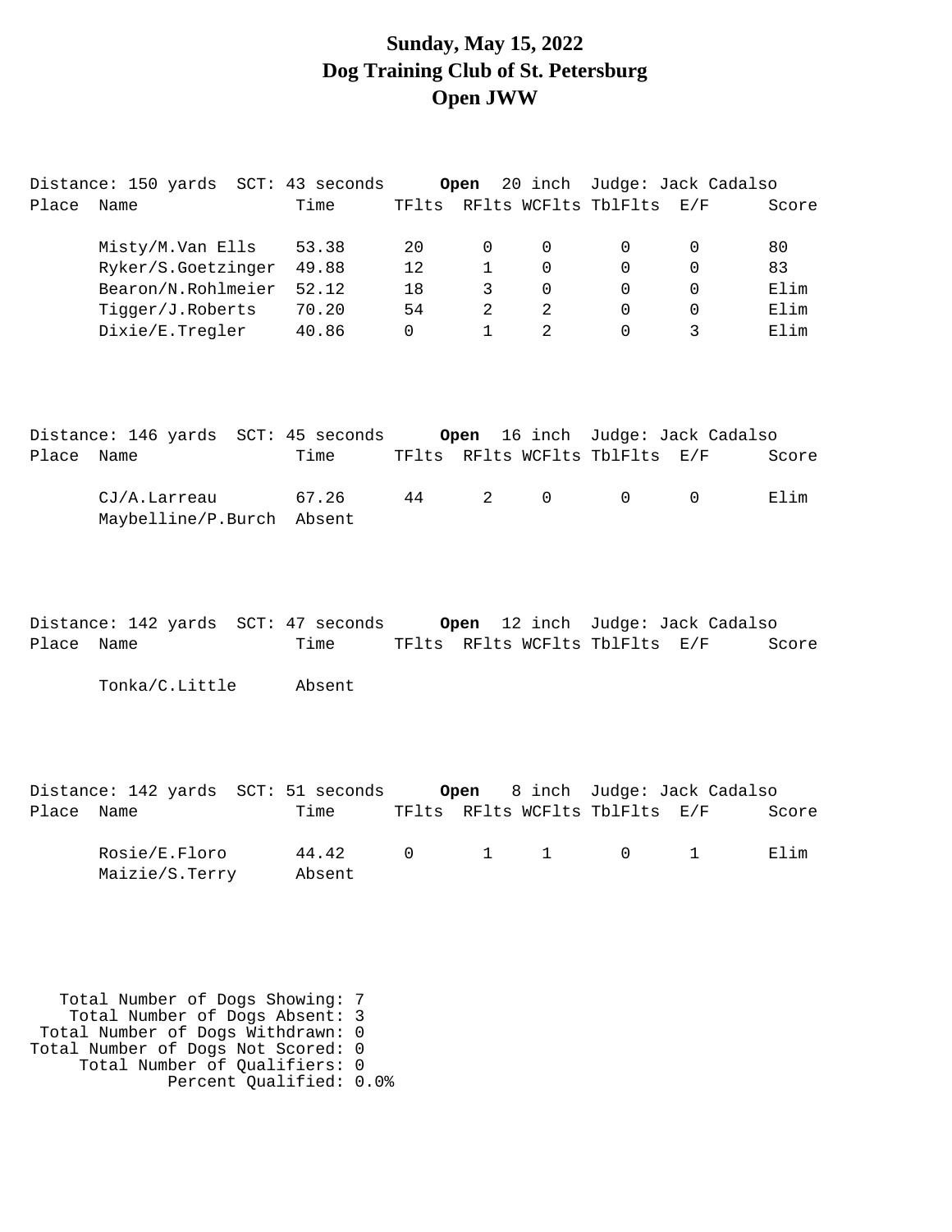# Sunday, May 15, 2022
# Dog Training Club of St. Petersburg
# Open JWW

Distance: 150 yards  SCT: 43 seconds  **Open**  20 inch  Judge: Jack Cadalso

| Place | Name | Time | TFlts | RFlts | WCFlts | TblFlts | E/F | Score |
|---|---|---|---|---|---|---|---|---|
| | Misty/M.Van Ells | 53.38 | 20 | 0 | 0 | 0 | 0 | 80 |
| | Ryker/S.Goetzinger | 49.88 | 12 | 1 | 0 | 0 | 0 | 83 |
| | Bearon/N.Rohlmeier | 52.12 | 18 | 3 | 0 | 0 | 0 | Elim |
| | Tigger/J.Roberts | 70.20 | 54 | 2 | 2 | 0 | 0 | Elim |
| | Dixie/E.Tregler | 40.86 | 0 | 1 | 2 | 0 | 3 | Elim |

Distance: 146 yards  SCT: 45 seconds  **Open**  16 inch  Judge: Jack Cadalso

| Place | Name | Time | TFlts | RFlts | WCFlts | TblFlts | E/F | Score |
|---|---|---|---|---|---|---|---|---|
| | CJ/A.Larreau | 67.26 | 44 | 2 | 0 | 0 | 0 | Elim |
| | Maybelline/P.Burch | Absent | | | | | | |

Distance: 142 yards  SCT: 47 seconds  **Open**  12 inch  Judge: Jack Cadalso

| Place | Name | Time | TFlts | RFlts | WCFlts | TblFlts | E/F | Score |
|---|---|---|---|---|---|---|---|---|
| | Tonka/C.Little | Absent | | | | | | |

Distance: 142 yards  SCT: 51 seconds  **Open**  8 inch  Judge: Jack Cadalso

| Place | Name | Time | TFlts | RFlts | WCFlts | TblFlts | E/F | Score |
|---|---|---|---|---|---|---|---|---|
| | Rosie/E.Floro | 44.42 | 0 | 1 | 1 | 0 | 1 | Elim |
| | Maizie/S.Terry | Absent | | | | | | |

Total Number of Dogs Showing: 7
Total Number of Dogs Absent: 3
Total Number of Dogs Withdrawn: 0
Total Number of Dogs Not Scored: 0
Total Number of Qualifiers: 0
Percent Qualified: 0.0%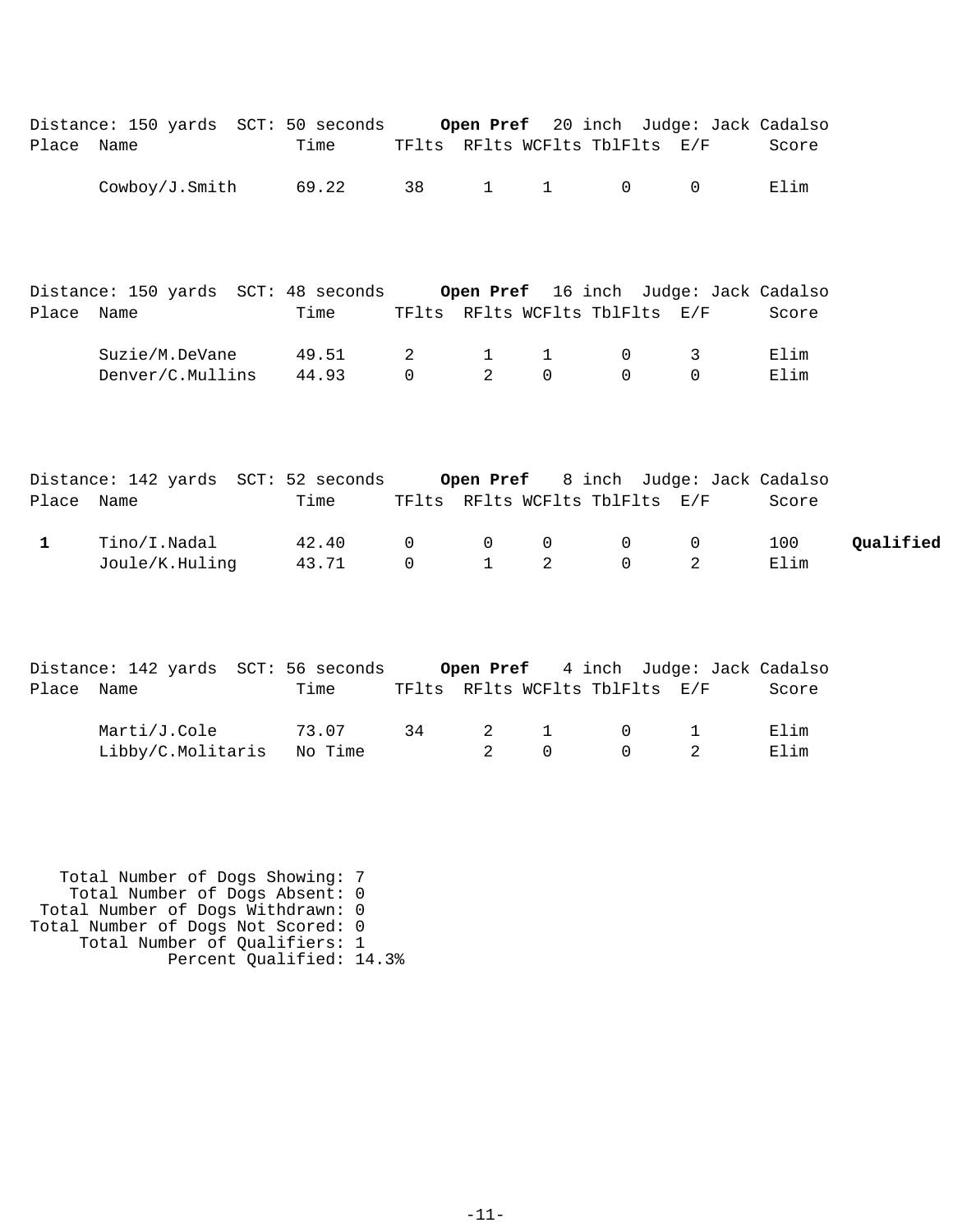Distance: 150 yards  SCT: 50 seconds  **Open Pref**  20 inch  Judge: Jack Cadalso

| Place | Name | Time | TFlts | RFlts | WCFlts | TblFlts | E/F | Score | |
|---|---|---|---|---|---|---|---|---|---|
| | Cowboy/J.Smith | 69.22 | 38 | 1 | 1 | 0 | 0 | Elim | |

Distance: 150 yards  SCT: 48 seconds  **Open Pref**  16 inch  Judge: Jack Cadalso

| Place | Name | Time | TFlts | RFlts | WCFlts | TblFlts | E/F | Score | |
|---|---|---|---|---|---|---|---|---|---|
| | Suzie/M.DeVane | 49.51 | 2 | 1 | 1 | 0 | 3 | Elim | |
| | Denver/C.Mullins | 44.93 | 0 | 2 | 0 | 0 | 0 | Elim | |

Distance: 142 yards  SCT: 52 seconds  **Open Pref**  8 inch  Judge: Jack Cadalso

| Place | Name | Time | TFlts | RFlts | WCFlts | TblFlts | E/F | Score | |
|---|---|---|---|---|---|---|---|---|---|
| **1** | Tino/I.Nadal | 42.40 | 0 | 0 | 0 | 0 | 0 | 100 | **Qualified** |
| | Joule/K.Huling | 43.71 | 0 | 1 | 2 | 0 | 2 | Elim | |

Distance: 142 yards  SCT: 56 seconds  **Open Pref**  4 inch  Judge: Jack Cadalso

| Place | Name | Time | TFlts | RFlts | WCFlts | TblFlts | E/F | Score | |
|---|---|---|---|---|---|---|---|---|---|
| | Marti/J.Cole | 73.07 | 34 | 2 | 1 | 0 | 1 | Elim | |
| | Libby/C.Molitaris | No Time | | 2 | 0 | 0 | 2 | Elim | |

Total Number of Dogs Showing: 7
Total Number of Dogs Absent: 0
Total Number of Dogs Withdrawn: 0
Total Number of Dogs Not Scored: 0
Total Number of Qualifiers: 1
Percent Qualified: 14.3%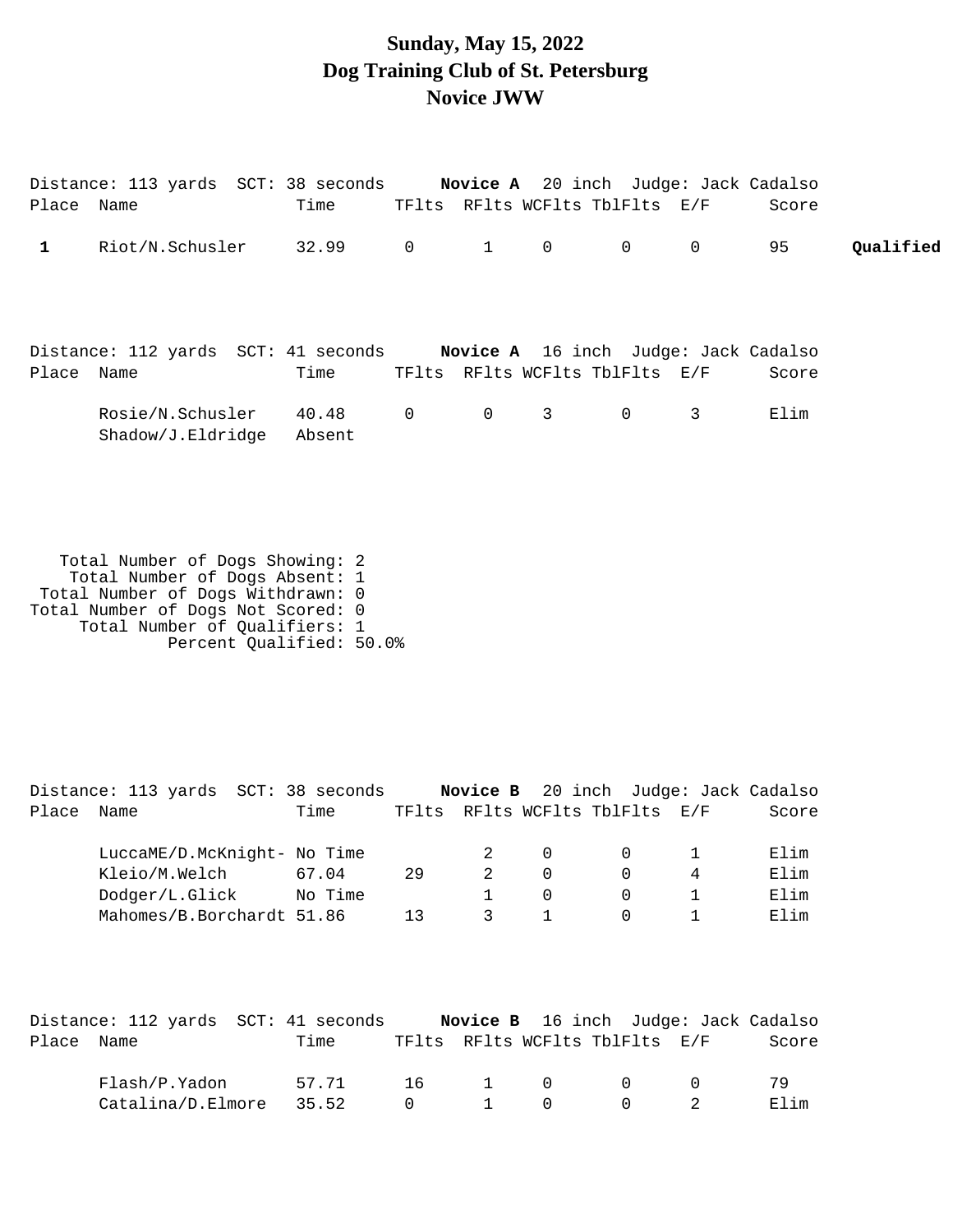# Sunday, May 15, 2022
# Dog Training Club of St. Petersburg
# Novice JWW

Distance: 113 yards SCT: 38 seconds **Novice A** 20 inch Judge: Jack Cadalso

| Place | Name | Time | TFlts | RFlts | WCFlts | TblFlts | E/F | Score | |
|---|---|---|---|---|---|---|---|---|---|
| **1** | Riot/N.Schusler | 32.99 | 0 | 1 | 0 | 0 | 0 | 95 | **Qualified** |

Distance: 112 yards SCT: 41 seconds **Novice A** 16 inch Judge: Jack Cadalso

| Place | Name | Time | TFlts | RFlts | WCFlts | TblFlts | E/F | Score |
|---|---|---|---|---|---|---|---|---|
| | Rosie/N.Schusler | 40.48 | 0 | 0 | 3 | 0 | 3 | Elim |
| | Shadow/J.Eldridge | Absent | | | | | | |

Total Number of Dogs Showing: 2
Total Number of Dogs Absent: 1
Total Number of Dogs Withdrawn: 0
Total Number of Dogs Not Scored: 0
Total Number of Qualifiers: 1
Percent Qualified: 50.0%

Distance: 113 yards SCT: 38 seconds **Novice B** 20 inch Judge: Jack Cadalso

| Place | Name | Time | TFlts | RFlts | WCFlts | TblFlts | E/F | Score |
|---|---|---|---|---|---|---|---|---|
| | LuccaME/D.McKnight- | No Time | | 2 | 0 | 0 | 1 | Elim |
| | Kleio/M.Welch | 67.04 | 29 | 2 | 0 | 0 | 4 | Elim |
| | Dodger/L.Glick | No Time | | 1 | 0 | 0 | 1 | Elim |
| | Mahomes/B.Borchardt | 51.86 | 13 | 3 | 1 | 0 | 1 | Elim |

Distance: 112 yards SCT: 41 seconds **Novice B** 16 inch Judge: Jack Cadalso

| Place | Name | Time | TFlts | RFlts | WCFlts | TblFlts | E/F | Score |
|---|---|---|---|---|---|---|---|---|
| | Flash/P.Yadon | 57.71 | 16 | 1 | 0 | 0 | 0 | 79 |
| | Catalina/D.Elmore | 35.52 | 0 | 1 | 0 | 0 | 2 | Elim |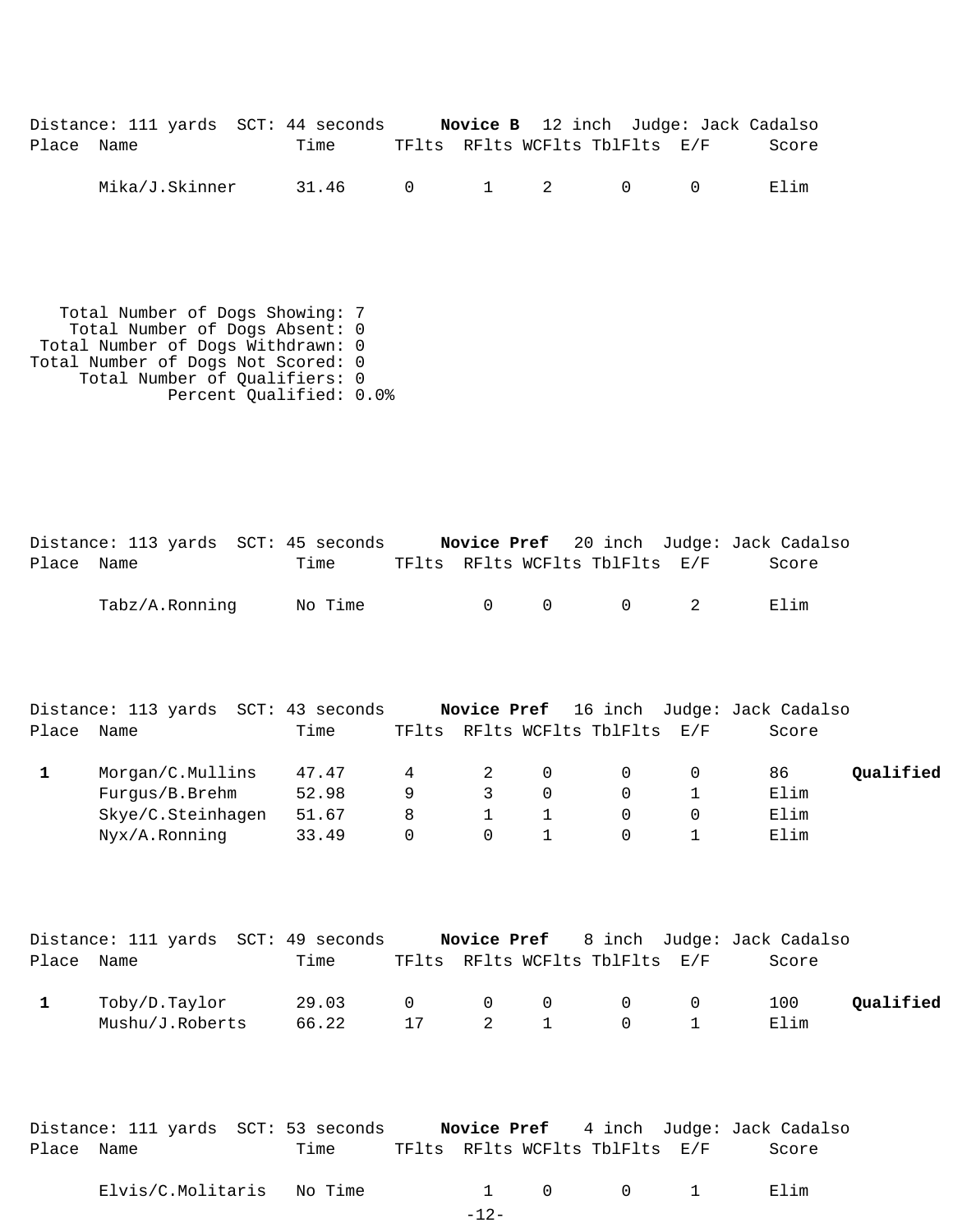Distance: 111 yards SCT: 44 seconds **Novice B** 12 inch Judge: Jack Cadalso

| Place | Name | Time | TFlts | RFlts | WCFlts | TblFlts | E/F | Score | |
|---|---|---|---|---|---|---|---|---|---|
| | Mika/J.Skinner | 31.46 | 0 | 1 | 2 | 0 | 0 | Elim | |

Total Number of Dogs Showing: 7
Total Number of Dogs Absent: 0
Total Number of Dogs Withdrawn: 0
Total Number of Dogs Not Scored: 0
Total Number of Qualifiers: 0
Percent Qualified: 0.0%

Distance: 113 yards SCT: 45 seconds **Novice Pref** 20 inch Judge: Jack Cadalso

| Place | Name | Time | TFlts | RFlts | WCFlts | TblFlts | E/F | Score | |
|---|---|---|---|---|---|---|---|---|---|
| | Tabz/A.Ronning | No Time | | 0 | 0 | 0 | 2 | Elim | |

Distance: 113 yards SCT: 43 seconds **Novice Pref** 16 inch Judge: Jack Cadalso

| Place | Name | Time | TFlts | RFlts | WCFlts | TblFlts | E/F | Score | |
|---|---|---|---|---|---|---|---|---|---|
| 1 | Morgan/C.Mullins | 47.47 | 4 | 2 | 0 | 0 | 0 | 86 | **Qualified** |
| | Furgus/B.Brehm | 52.98 | 9 | 3 | 0 | 0 | 1 | Elim | |
| | Skye/C.Steinhagen | 51.67 | 8 | 1 | 1 | 0 | 0 | Elim | |
| | Nyx/A.Ronning | 33.49 | 0 | 0 | 1 | 0 | 1 | Elim | |

Distance: 111 yards SCT: 49 seconds **Novice Pref** 8 inch Judge: Jack Cadalso

| Place | Name | Time | TFlts | RFlts | WCFlts | TblFlts | E/F | Score | |
|---|---|---|---|---|---|---|---|---|---|
| 1 | Toby/D.Taylor | 29.03 | 0 | 0 | 0 | 0 | 0 | 100 | **Qualified** |
| | Mushu/J.Roberts | 66.22 | 17 | 2 | 1 | 0 | 1 | Elim | |

Distance: 111 yards SCT: 53 seconds **Novice Pref** 4 inch Judge: Jack Cadalso

| Place | Name | Time | TFlts | RFlts | WCFlts | TblFlts | E/F | Score | |
|---|---|---|---|---|---|---|---|---|---|
| | Elvis/C.Molitaris | No Time | | 1 | 0 | 0 | 1 | Elim | |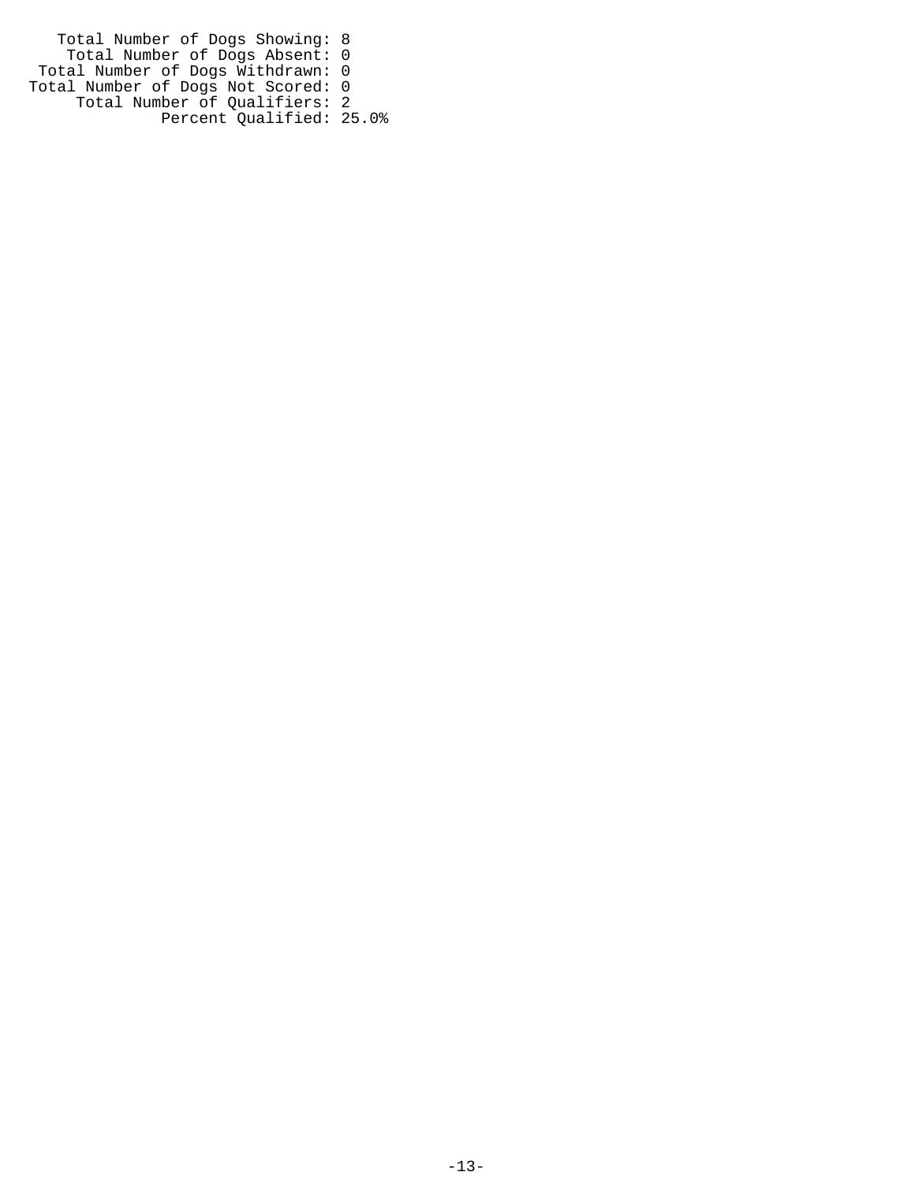Total Number of Dogs Showing: 8
Total Number of Dogs Absent: 0
Total Number of Dogs Withdrawn: 0
Total Number of Dogs Not Scored: 0
Total Number of Qualifiers: 2
Percent Qualified: 25.0%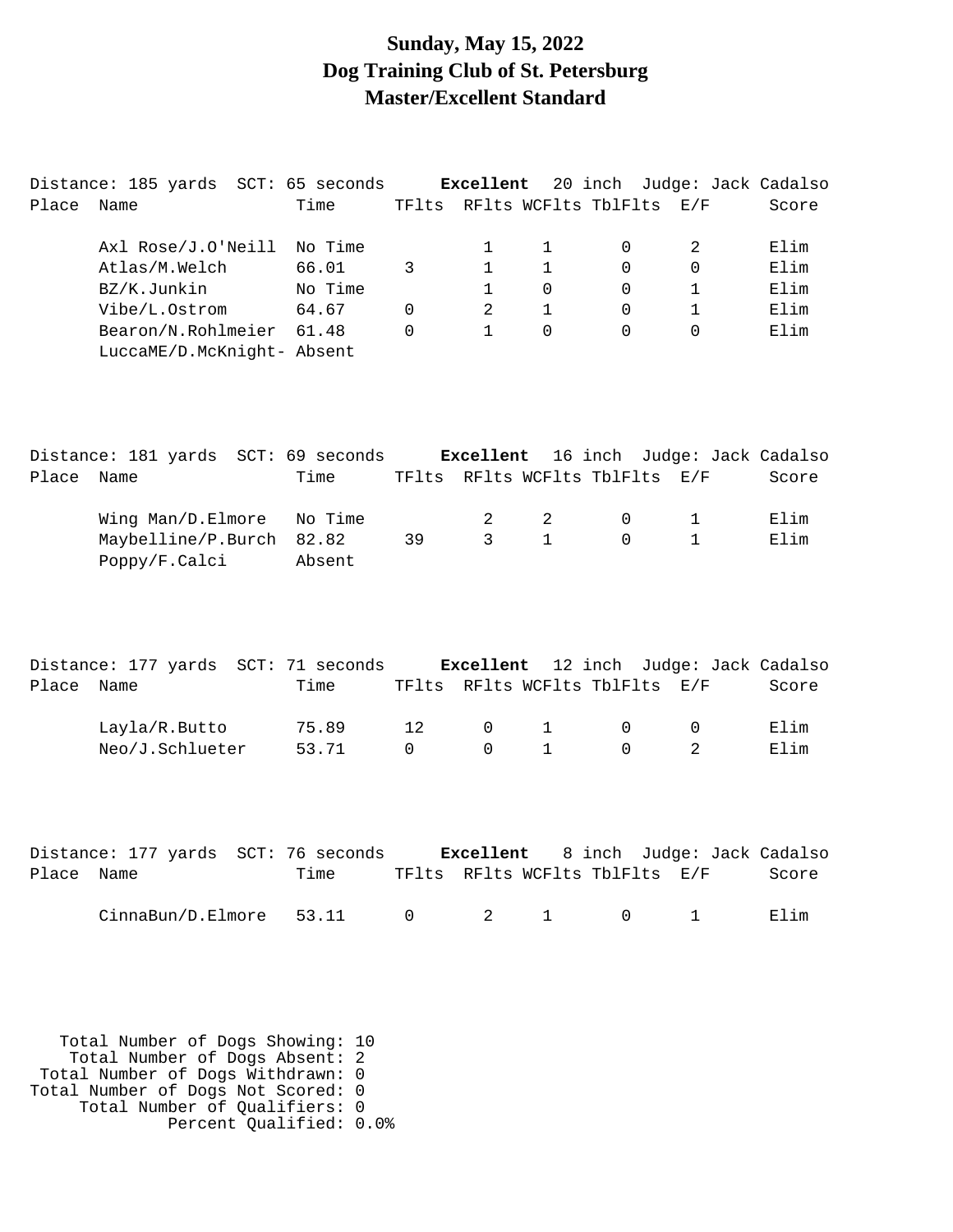# Sunday, May 15, 2022
# Dog Training Club of St. Petersburg
# Master/Excellent Standard

Distance: 185 yards SCT: 65 seconds **Excellent** 20 inch Judge: Jack Cadalso

| Place | Name | Time | TFlts | RFlts | WCFlts | TblFlts | E/F | Score |
|---|---|---|---|---|---|---|---|---|
| | Axl Rose/J.O'Neill | No Time | | 1 | 1 | 0 | 2 | Elim |
| | Atlas/M.Welch | 66.01 | 3 | 1 | 1 | 0 | 0 | Elim |
| | BZ/K.Junkin | No Time | | 1 | 0 | 0 | 1 | Elim |
| | Vibe/L.Ostrom | 64.67 | 0 | 2 | 1 | 0 | 1 | Elim |
| | Bearon/N.Rohlmeier | 61.48 | 0 | 1 | 0 | 0 | 0 | Elim |
| | LuccaME/D.McKnight- | Absent | | | | | | |

Distance: 181 yards SCT: 69 seconds **Excellent** 16 inch Judge: Jack Cadalso

| Place | Name | Time | TFlts | RFlts | WCFlts | TblFlts | E/F | Score |
|---|---|---|---|---|---|---|---|---|
| | Wing Man/D.Elmore | No Time | | 2 | 2 | 0 | 1 | Elim |
| | Maybelline/P.Burch | 82.82 | 39 | 3 | 1 | 0 | 1 | Elim |
| | Poppy/F.Calci | Absent | | | | | | |

Distance: 177 yards SCT: 71 seconds **Excellent** 12 inch Judge: Jack Cadalso

| Place | Name | Time | TFlts | RFlts | WCFlts | TblFlts | E/F | Score |
|---|---|---|---|---|---|---|---|---|
| | Layla/R.Butto | 75.89 | 12 | 0 | 1 | 0 | 0 | Elim |
| | Neo/J.Schlueter | 53.71 | 0 | 0 | 1 | 0 | 2 | Elim |

Distance: 177 yards SCT: 76 seconds **Excellent** 8 inch Judge: Jack Cadalso

| Place | Name | Time | TFlts | RFlts | WCFlts | TblFlts | E/F | Score |
|---|---|---|---|---|---|---|---|---|
| | CinnaBun/D.Elmore | 53.11 | 0 | 2 | 1 | 0 | 1 | Elim |

Total Number of Dogs Showing: 10
Total Number of Dogs Absent: 2
Total Number of Dogs Withdrawn: 0
Total Number of Dogs Not Scored: 0
Total Number of Qualifiers: 0
Percent Qualified: 0.0%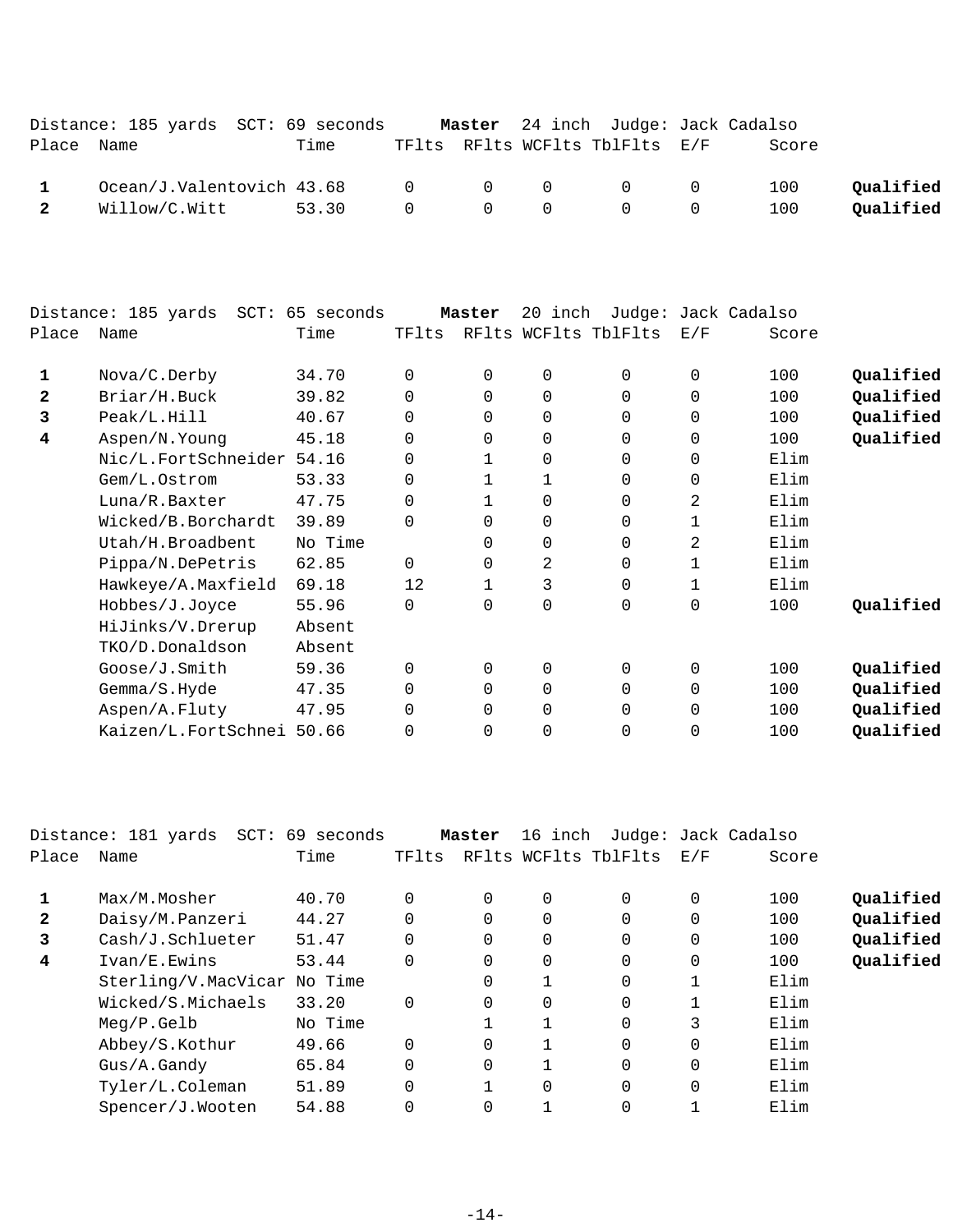Distance: 185 yards  SCT: 69 seconds  **Master**  24 inch  Judge: Jack Cadalso

| Place | Name | Time | TFlts | RFlts | WCFlts | TblFlts | E/F | Score | |
|---|---|---|---|---|---|---|---|---|---|
| **1** | Ocean/J.Valentovich | 43.68 | 0 | 0 | 0 | 0 | 0 | 100 | **Qualified** |
| **2** | Willow/C.Witt | 53.30 | 0 | 0 | 0 | 0 | 0 | 100 | **Qualified** |

Distance: 185 yards  SCT: 65 seconds  **Master**  20 inch  Judge: Jack Cadalso

| Place | Name | Time | TFlts | RFlts | WCFlts | TblFlts | E/F | Score | |
|---|---|---|---|---|---|---|---|---|---|
| **1** | Nova/C.Derby | 34.70 | 0 | 0 | 0 | 0 | 0 | 100 | **Qualified** |
| **2** | Briar/H.Buck | 39.82 | 0 | 0 | 0 | 0 | 0 | 100 | **Qualified** |
| **3** | Peak/L.Hill | 40.67 | 0 | 0 | 0 | 0 | 0 | 100 | **Qualified** |
| **4** | Aspen/N.Young | 45.18 | 0 | 0 | 0 | 0 | 0 | 100 | **Qualified** |
| | Nic/L.FortSchneider | 54.16 | 0 | 1 | 0 | 0 | 0 | Elim | |
| | Gem/L.Ostrom | 53.33 | 0 | 1 | 1 | 0 | 0 | Elim | |
| | Luna/R.Baxter | 47.75 | 0 | 1 | 0 | 0 | 2 | Elim | |
| | Wicked/B.Borchardt | 39.89 | 0 | 0 | 0 | 0 | 1 | Elim | |
| | Utah/H.Broadbent | No Time | | 0 | 0 | 0 | 2 | Elim | |
| | Pippa/N.DePetris | 62.85 | 0 | 0 | 2 | 0 | 1 | Elim | |
| | Hawkeye/A.Maxfield | 69.18 | 12 | 1 | 3 | 0 | 1 | Elim | |
| | Hobbes/J.Joyce | 55.96 | 0 | 0 | 0 | 0 | 0 | 100 | **Qualified** |
| | HiJinks/V.Drerup | Absent | | | | | | | |
| | TKO/D.Donaldson | Absent | | | | | | | |
| | Goose/J.Smith | 59.36 | 0 | 0 | 0 | 0 | 0 | 100 | **Qualified** |
| | Gemma/S.Hyde | 47.35 | 0 | 0 | 0 | 0 | 0 | 100 | **Qualified** |
| | Aspen/A.Fluty | 47.95 | 0 | 0 | 0 | 0 | 0 | 100 | **Qualified** |
| | Kaizen/L.FortSchnei | 50.66 | 0 | 0 | 0 | 0 | 0 | 100 | **Qualified** |

Distance: 181 yards  SCT: 69 seconds  **Master**  16 inch  Judge: Jack Cadalso

| Place | Name | Time | TFlts | RFlts | WCFlts | TblFlts | E/F | Score | |
|---|---|---|---|---|---|---|---|---|---|
| **1** | Max/M.Mosher | 40.70 | 0 | 0 | 0 | 0 | 0 | 100 | **Qualified** |
| **2** | Daisy/M.Panzeri | 44.27 | 0 | 0 | 0 | 0 | 0 | 100 | **Qualified** |
| **3** | Cash/J.Schlueter | 51.47 | 0 | 0 | 0 | 0 | 0 | 100 | **Qualified** |
| **4** | Ivan/E.Ewins | 53.44 | 0 | 0 | 0 | 0 | 0 | 100 | **Qualified** |
| | Sterling/V.MacVicar | No Time | | 0 | 1 | 0 | 1 | Elim | |
| | Wicked/S.Michaels | 33.20 | 0 | 0 | 0 | 0 | 1 | Elim | |
| | Meg/P.Gelb | No Time | | 1 | 1 | 0 | 3 | Elim | |
| | Abbey/S.Kothur | 49.66 | 0 | 0 | 1 | 0 | 0 | Elim | |
| | Gus/A.Gandy | 65.84 | 0 | 0 | 1 | 0 | 0 | Elim | |
| | Tyler/L.Coleman | 51.89 | 0 | 1 | 0 | 0 | 0 | Elim | |
| | Spencer/J.Wooten | 54.88 | 0 | 0 | 1 | 0 | 1 | Elim | |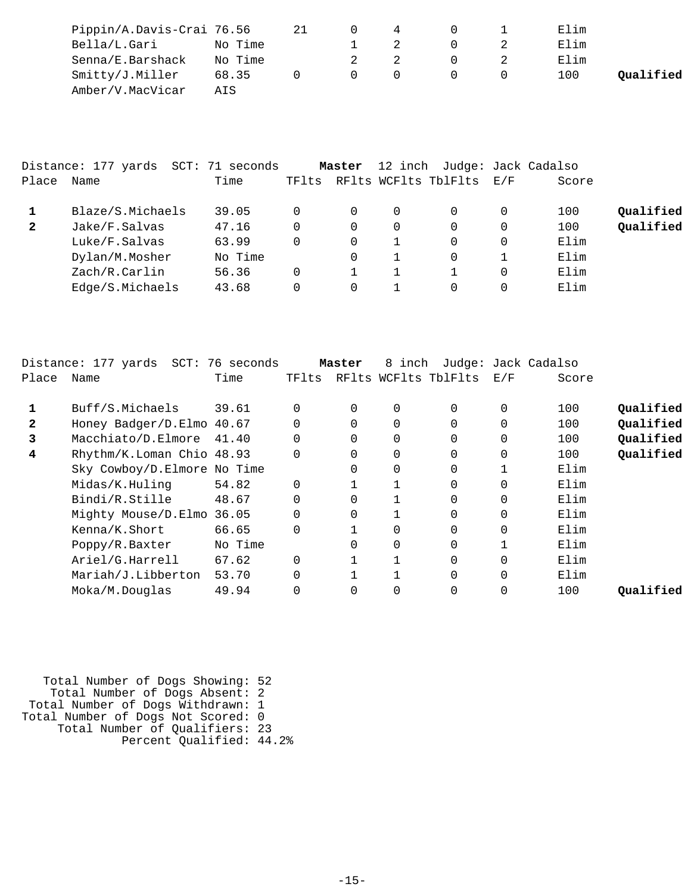| Place | Name | Time | TFlts | RFlts | WCFlts | TblFlts | E/F | Score | |
|---|---|---|---|---|---|---|---|---|---|
| | Pippin/A.Davis-Crai | 76.56 | 21 | 0 | 4 | 0 | 1 | Elim | |
| | Bella/L.Gari | No Time | | 1 | 2 | 0 | 2 | Elim | |
| | Senna/E.Barshack | No Time | | 2 | 2 | 0 | 2 | Elim | |
| | Smitty/J.Miller | 68.35 | 0 | 0 | 0 | 0 | 0 | 100 | **Qualified** |
| | Amber/V.MacVicar | AIS | | | | | | | |

Distance: 177 yards SCT: 71 seconds **Master** 12 inch Judge: Jack Cadalso

| Place | Name | Time | TFlts | RFlts | WCFlts | TblFlts | E/F | Score | |
|---|---|---|---|---|---|---|---|---|---|
| **1** | Blaze/S.Michaels | 39.05 | 0 | 0 | 0 | 0 | 0 | 100 | **Qualified** |
| **2** | Jake/F.Salvas | 47.16 | 0 | 0 | 0 | 0 | 0 | 100 | **Qualified** |
| | Luke/F.Salvas | 63.99 | 0 | 0 | 1 | 0 | 0 | Elim | |
| | Dylan/M.Mosher | No Time | | 0 | 1 | 0 | 1 | Elim | |
| | Zach/R.Carlin | 56.36 | 0 | 1 | 1 | 1 | 0 | Elim | |
| | Edge/S.Michaels | 43.68 | 0 | 0 | 1 | 0 | 0 | Elim | |

Distance: 177 yards SCT: 76 seconds **Master** 8 inch Judge: Jack Cadalso

| Place | Name | Time | TFlts | RFlts | WCFlts | TblFlts | E/F | Score | |
|---|---|---|---|---|---|---|---|---|---|
| **1** | Buff/S.Michaels | 39.61 | 0 | 0 | 0 | 0 | 0 | 100 | **Qualified** |
| **2** | Honey Badger/D.Elmo | 40.67 | 0 | 0 | 0 | 0 | 0 | 100 | **Qualified** |
| **3** | Macchiato/D.Elmore | 41.40 | 0 | 0 | 0 | 0 | 0 | 100 | **Qualified** |
| **4** | Rhythm/K.Loman Chio | 48.93 | 0 | 0 | 0 | 0 | 0 | 100 | **Qualified** |
| | Sky Cowboy/D.Elmore | No Time | | 0 | 0 | 0 | 1 | Elim | |
| | Midas/K.Huling | 54.82 | 0 | 1 | 1 | 0 | 0 | Elim | |
| | Bindi/R.Stille | 48.67 | 0 | 0 | 1 | 0 | 0 | Elim | |
| | Mighty Mouse/D.Elmo | 36.05 | 0 | 0 | 1 | 0 | 0 | Elim | |
| | Kenna/K.Short | 66.65 | 0 | 1 | 0 | 0 | 0 | Elim | |
| | Poppy/R.Baxter | No Time | | 0 | 0 | 0 | 1 | Elim | |
| | Ariel/G.Harrell | 67.62 | 0 | 1 | 1 | 0 | 0 | Elim | |
| | Mariah/J.Libberton | 53.70 | 0 | 1 | 1 | 0 | 0 | Elim | |
| | Moka/M.Douglas | 49.94 | 0 | 0 | 0 | 0 | 0 | 100 | **Qualified** |

Total Number of Dogs Showing: 52
Total Number of Dogs Absent: 2
Total Number of Dogs Withdrawn: 1
Total Number of Dogs Not Scored: 0
Total Number of Qualifiers: 23
Percent Qualified: 44.2%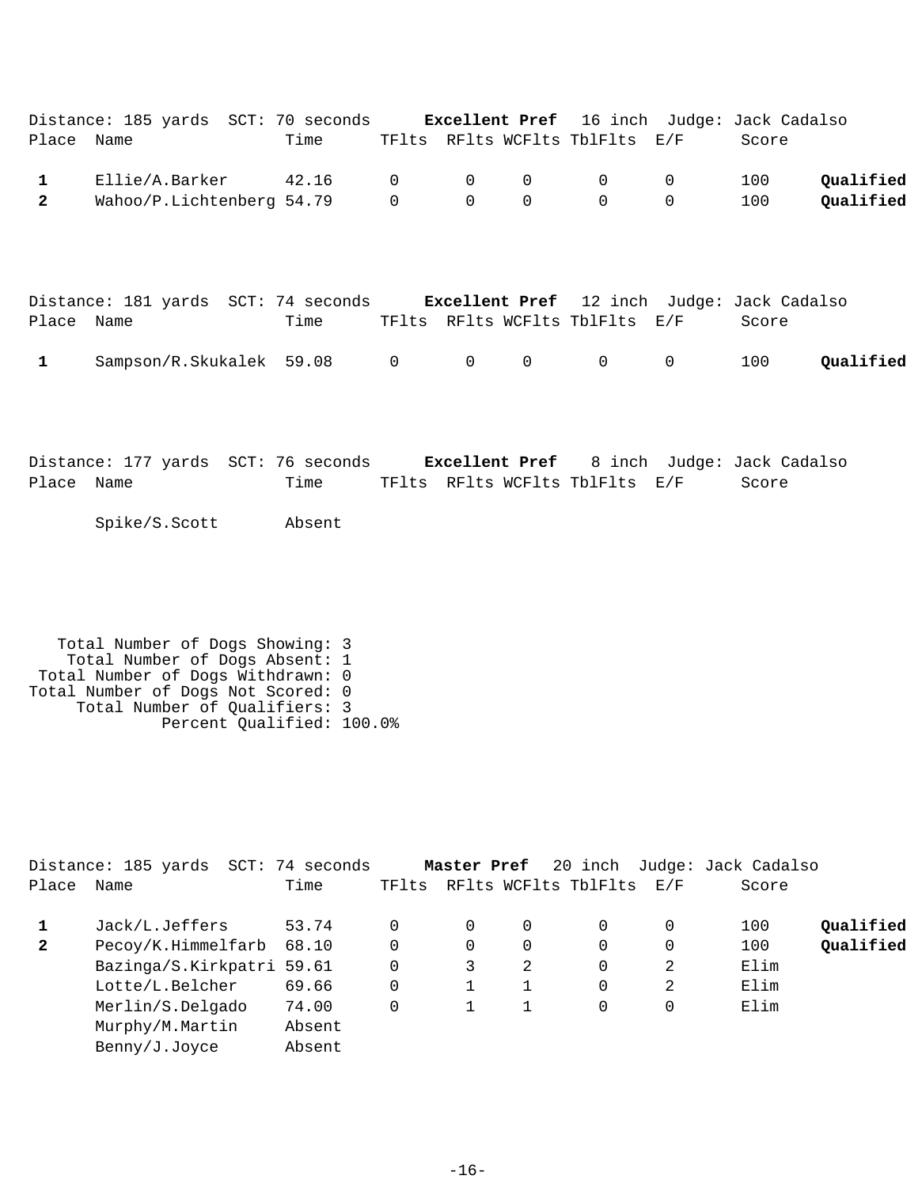Distance: 185 yards  SCT: 70 seconds  **Excellent Pref**  16 inch  Judge: Jack Cadalso

| Place | Name | Time | TFlts | RFlts | WCFlts | TblFlts | E/F | Score | |
|---|---|---|---|---|---|---|---|---|---|
| **1** | Ellie/A.Barker | 42.16 | 0 | 0 | 0 | 0 | 0 | 100 | **Qualified** |
| **2** | Wahoo/P.Lichtenberg | 54.79 | 0 | 0 | 0 | 0 | 0 | 100 | **Qualified** |

Distance: 181 yards  SCT: 74 seconds  **Excellent Pref**  12 inch  Judge: Jack Cadalso

| Place | Name | Time | TFlts | RFlts | WCFlts | TblFlts | E/F | Score | |
|---|---|---|---|---|---|---|---|---|---|
| **1** | Sampson/R.Skukalek | 59.08 | 0 | 0 | 0 | 0 | 0 | 100 | **Qualified** |

Distance: 177 yards  SCT: 76 seconds  **Excellent Pref**  8 inch  Judge: Jack Cadalso

| Place | Name | Time | TFlts | RFlts | WCFlts | TblFlts | E/F | Score |
|---|---|---|---|---|---|---|---|---|
| | Spike/S.Scott | Absent | | | | | | |

Total Number of Dogs Showing: 3
Total Number of Dogs Absent: 1
Total Number of Dogs Withdrawn: 0
Total Number of Dogs Not Scored: 0
Total Number of Qualifiers: 3
Percent Qualified: 100.0%

Distance: 185 yards  SCT: 74 seconds  **Master Pref**  20 inch  Judge: Jack Cadalso

| Place | Name | Time | TFlts | RFlts | WCFlts | TblFlts | E/F | Score | |
|---|---|---|---|---|---|---|---|---|---|
| **1** | Jack/L.Jeffers | 53.74 | 0 | 0 | 0 | 0 | 0 | 100 | **Qualified** |
| **2** | Pecoy/K.Himmelfarb | 68.10 | 0 | 0 | 0 | 0 | 0 | 100 | **Qualified** |
| | Bazinga/S.Kirkpatri | 59.61 | 0 | 3 | 2 | 0 | 2 | Elim | |
| | Lotte/L.Belcher | 69.66 | 0 | 1 | 1 | 0 | 2 | Elim | |
| | Merlin/S.Delgado | 74.00 | 0 | 1 | 1 | 0 | 0 | Elim | |
| | Murphy/M.Martin | Absent | | | | | | | |
| | Benny/J.Joyce | Absent | | | | | | | |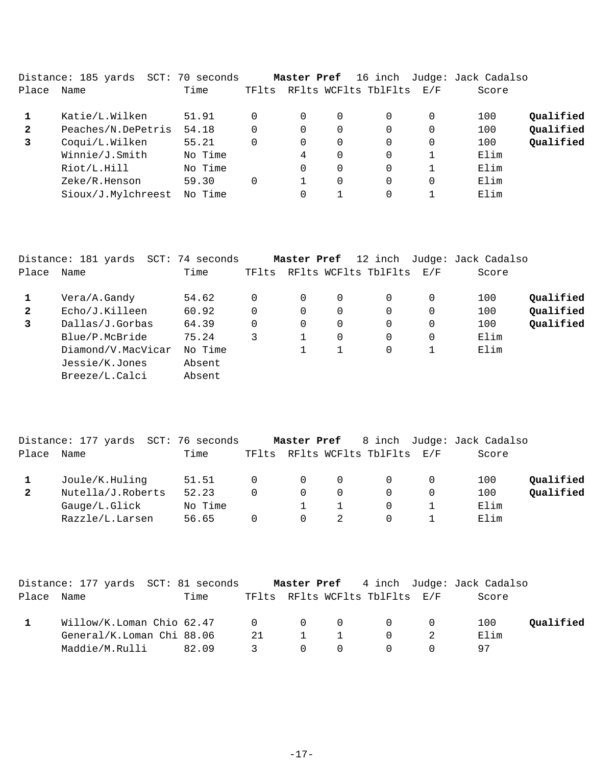Distance: 185 yards  SCT: 70 seconds  **Master Pref**  16 inch  Judge: Jack Cadalso

| Place | Name | Time | TFlts | RFlts | WCFlts | TblFlts | E/F | Score | |
|---|---|---|---|---|---|---|---|---|---|
| **1** | Katie/L.Wilken | 51.91 | 0 | 0 | 0 | 0 | 0 | 100 | **Qualified** |
| **2** | Peaches/N.DePetris | 54.18 | 0 | 0 | 0 | 0 | 0 | 100 | **Qualified** |
| **3** | Coqui/L.Wilken | 55.21 | 0 | 0 | 0 | 0 | 0 | 100 | **Qualified** |
| | Winnie/J.Smith | No Time | | 4 | 0 | 0 | 1 | Elim | |
| | Riot/L.Hill | No Time | | 0 | 0 | 0 | 1 | Elim | |
| | Zeke/R.Henson | 59.30 | 0 | 1 | 0 | 0 | 0 | Elim | |
| | Sioux/J.Mylchreest | No Time | | 0 | 1 | 0 | 1 | Elim | |

Distance: 181 yards  SCT: 74 seconds  **Master Pref**  12 inch  Judge: Jack Cadalso

| Place | Name | Time | TFlts | RFlts | WCFlts | TblFlts | E/F | Score | |
|---|---|---|---|---|---|---|---|---|---|
| **1** | Vera/A.Gandy | 54.62 | 0 | 0 | 0 | 0 | 0 | 100 | **Qualified** |
| **2** | Echo/J.Killeen | 60.92 | 0 | 0 | 0 | 0 | 0 | 100 | **Qualified** |
| **3** | Dallas/J.Gorbas | 64.39 | 0 | 0 | 0 | 0 | 0 | 100 | **Qualified** |
| | Blue/P.McBride | 75.24 | 3 | 1 | 0 | 0 | 0 | Elim | |
| | Diamond/V.MacVicar | No Time | | 1 | 1 | 0 | 1 | Elim | |
| | Jessie/K.Jones | Absent | | | | | | | |
| | Breeze/L.Calci | Absent | | | | | | | |

Distance: 177 yards  SCT: 76 seconds  **Master Pref**  8 inch  Judge: Jack Cadalso

| Place | Name | Time | TFlts | RFlts | WCFlts | TblFlts | E/F | Score | |
|---|---|---|---|---|---|---|---|---|---|
| **1** | Joule/K.Huling | 51.51 | 0 | 0 | 0 | 0 | 0 | 100 | **Qualified** |
| **2** | Nutella/J.Roberts | 52.23 | 0 | 0 | 0 | 0 | 0 | 100 | **Qualified** |
| | Gauge/L.Glick | No Time | | 1 | 1 | 0 | 1 | Elim | |
| | Razzle/L.Larsen | 56.65 | 0 | 0 | 2 | 0 | 1 | Elim | |

Distance: 177 yards  SCT: 81 seconds  **Master Pref**  4 inch  Judge: Jack Cadalso

| Place | Name | Time | TFlts | RFlts | WCFlts | TblFlts | E/F | Score | |
|---|---|---|---|---|---|---|---|---|---|
| **1** | Willow/K.Loman Chio | 62.47 | 0 | 0 | 0 | 0 | 0 | 100 | **Qualified** |
| | General/K.Loman Chi | 88.06 | 21 | 1 | 1 | 0 | 2 | Elim | |
| | Maddie/M.Rulli | 82.09 | 3 | 0 | 0 | 0 | 0 | 97 | |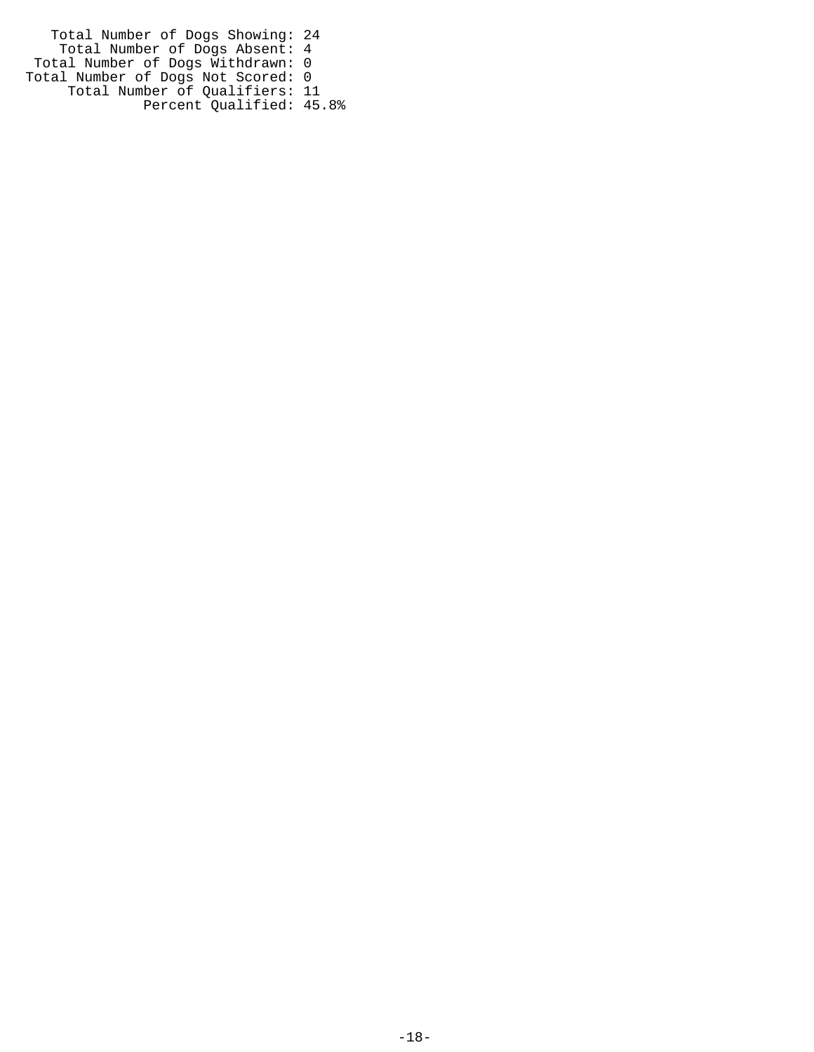Total Number of Dogs Showing: 24
Total Number of Dogs Absent: 4
Total Number of Dogs Withdrawn: 0
Total Number of Dogs Not Scored: 0
Total Number of Qualifiers: 11
Percent Qualified: 45.8%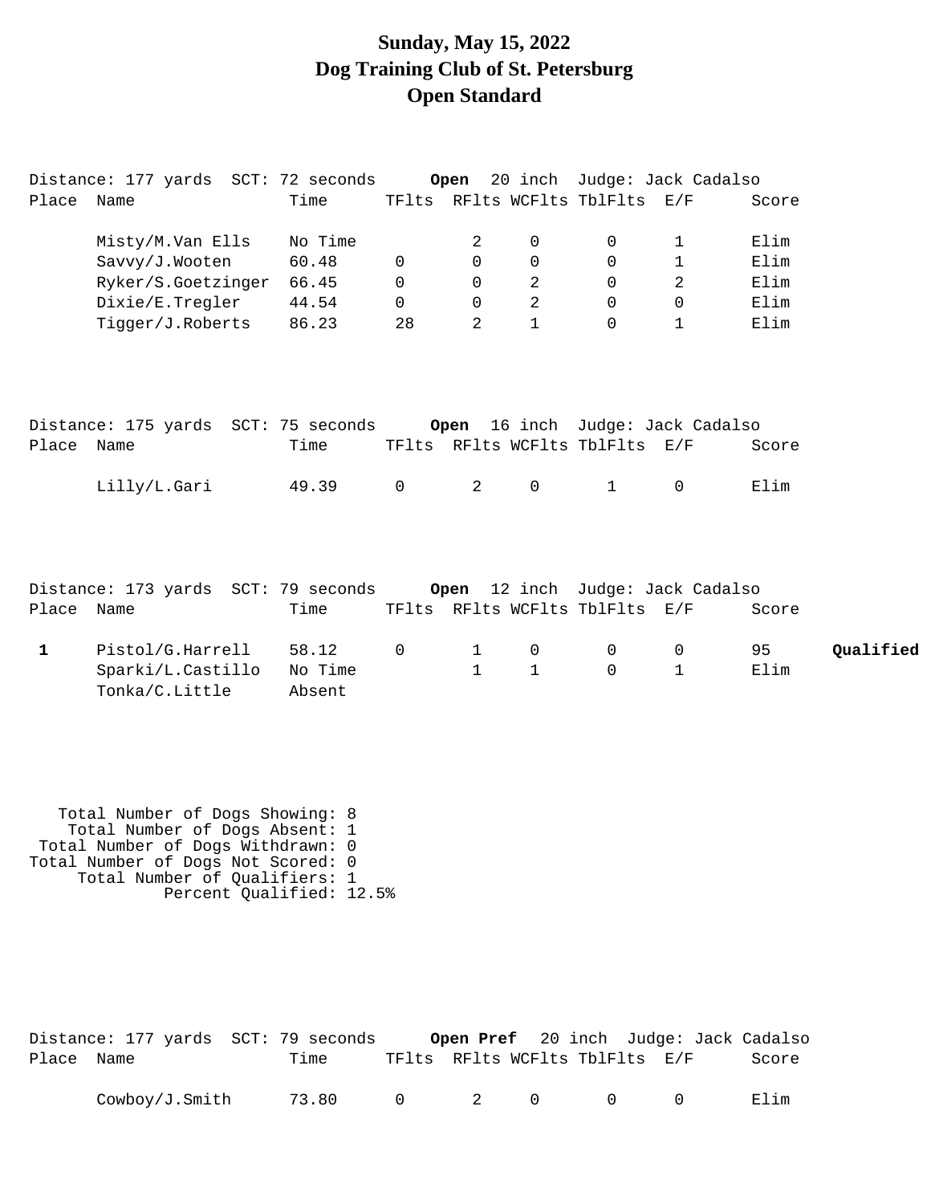# Sunday, May 15, 2022
# Dog Training Club of St. Petersburg
# Open Standard

Distance: 177 yards SCT: 72 seconds **Open** 20 inch Judge: Jack Cadalso

| Place | Name | Time | TFlts | RFlts | WCFlts | TblFlts | E/F | Score | |
|---|---|---|---|---|---|---|---|---|---|
| | Misty/M.Van Ells | No Time | | 2 | 0 | 0 | 1 | Elim | |
| | Savvy/J.Wooten | 60.48 | 0 | 0 | 0 | 0 | 1 | Elim | |
| | Ryker/S.Goetzinger | 66.45 | 0 | 0 | 2 | 0 | 2 | Elim | |
| | Dixie/E.Tregler | 44.54 | 0 | 0 | 2 | 0 | 0 | Elim | |
| | Tigger/J.Roberts | 86.23 | 28 | 2 | 1 | 0 | 1 | Elim | |

Distance: 175 yards SCT: 75 seconds **Open** 16 inch Judge: Jack Cadalso

| Place | Name | Time | TFlts | RFlts | WCFlts | TblFlts | E/F | Score | |
|---|---|---|---|---|---|---|---|---|---|
| | Lilly/L.Gari | 49.39 | 0 | 2 | 0 | 1 | 0 | Elim | |

Distance: 173 yards SCT: 79 seconds **Open** 12 inch Judge: Jack Cadalso

| Place | Name | Time | TFlts | RFlts | WCFlts | TblFlts | E/F | Score | |
|---|---|---|---|---|---|---|---|---|---|
| **1** | Pistol/G.Harrell | 58.12 | 0 | 1 | 0 | 0 | 0 | 95 | **Qualified** |
| | Sparki/L.Castillo | No Time | | 1 | 1 | 0 | 1 | Elim | |
| | Tonka/C.Little | Absent | | | | | | | |

Total Number of Dogs Showing: 8
Total Number of Dogs Absent: 1
Total Number of Dogs Withdrawn: 0
Total Number of Dogs Not Scored: 0
Total Number of Qualifiers: 1
Percent Qualified: 12.5%

Distance: 177 yards SCT: 79 seconds **Open Pref** 20 inch Judge: Jack Cadalso

| Place | Name | Time | TFlts | RFlts | WCFlts | TblFlts | E/F | Score | |
|---|---|---|---|---|---|---|---|---|---|
| | Cowboy/J.Smith | 73.80 | 0 | 2 | 0 | 0 | 0 | Elim | |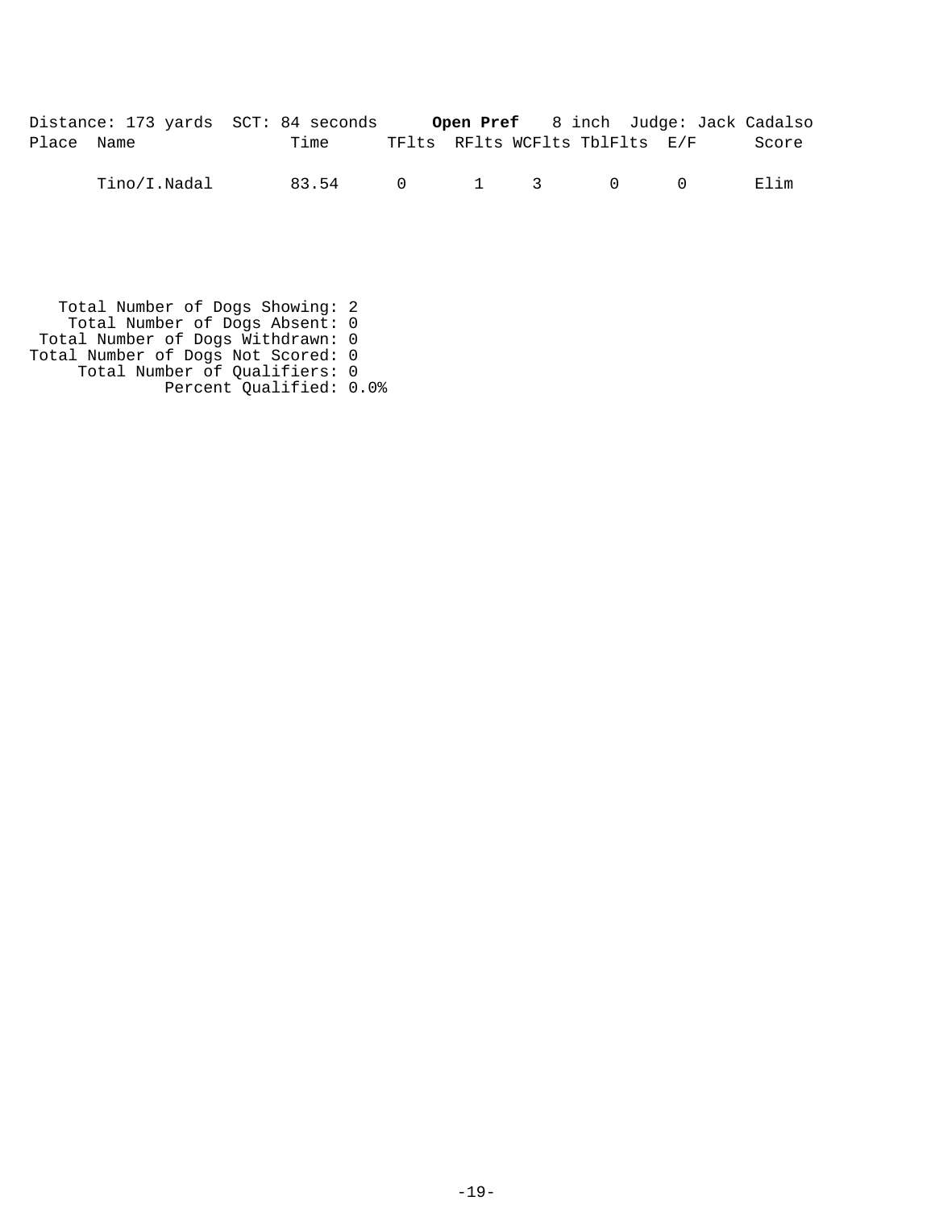Distance: 173 yards SCT: 84 seconds **Open Pref** 8 inch Judge: Jack Cadalso

| Place | Name | Time | TFlts | RFlts | WCFlts | TblFlts | E/F | Score |
|---|---|---|---|---|---|---|---|---|
| | Tino/I.Nadal | 83.54 | 0 | 1 | 3 | 0 | 0 | Elim |

Total Number of Dogs Showing: 2
Total Number of Dogs Absent: 0
Total Number of Dogs Withdrawn: 0
Total Number of Dogs Not Scored: 0
Total Number of Qualifiers: 0
Percent Qualified: 0.0%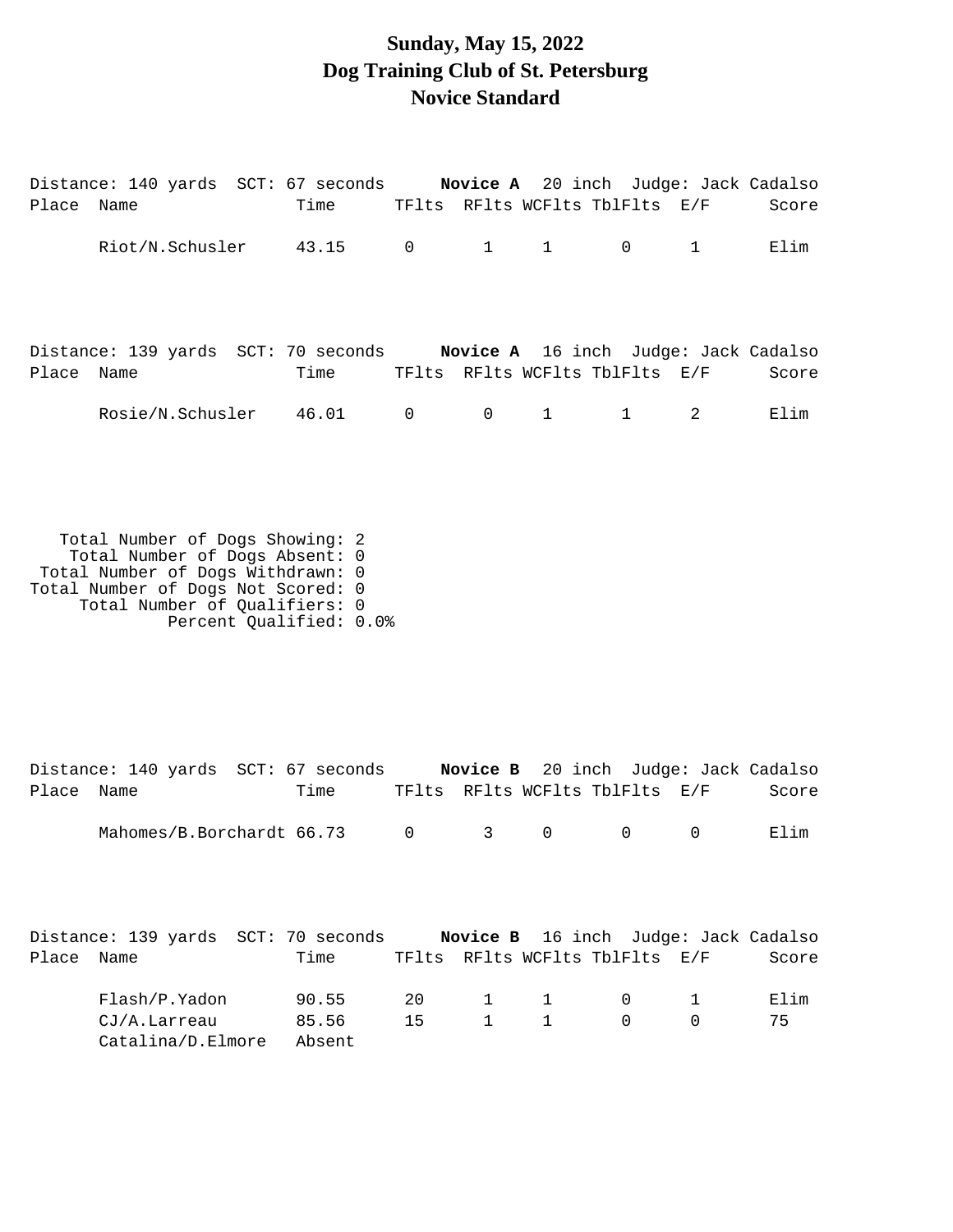# Sunday, May 15, 2022
# Dog Training Club of St. Petersburg
# Novice Standard

Distance: 140 yards SCT: 67 seconds **Novice A** 20 inch Judge: Jack Cadalso

| Place | Name | Time | TFlts | RFlts | WCFlts | TblFlts | E/F | Score |
|---|---|---|---|---|---|---|---|---|
| | Riot/N.Schusler | 43.15 | 0 | 1 | 1 | 0 | 1 | Elim |

Distance: 139 yards SCT: 70 seconds **Novice A** 16 inch Judge: Jack Cadalso

| Place | Name | Time | TFlts | RFlts | WCFlts | TblFlts | E/F | Score |
|---|---|---|---|---|---|---|---|---|
| | Rosie/N.Schusler | 46.01 | 0 | 0 | 1 | 1 | 2 | Elim |

Total Number of Dogs Showing: 2
Total Number of Dogs Absent: 0
Total Number of Dogs Withdrawn: 0
Total Number of Dogs Not Scored: 0
Total Number of Qualifiers: 0
Percent Qualified: 0.0%

Distance: 140 yards SCT: 67 seconds **Novice B** 20 inch Judge: Jack Cadalso

| Place | Name | Time | TFlts | RFlts | WCFlts | TblFlts | E/F | Score |
|---|---|---|---|---|---|---|---|---|
| | Mahomes/B.Borchardt | 66.73 | 0 | 3 | 0 | 0 | 0 | Elim |

Distance: 139 yards SCT: 70 seconds **Novice B** 16 inch Judge: Jack Cadalso

| Place | Name | Time | TFlts | RFlts | WCFlts | TblFlts | E/F | Score |
|---|---|---|---|---|---|---|---|---|
| | Flash/P.Yadon | 90.55 | 20 | 1 | 1 | 0 | 1 | Elim |
| | CJ/A.Larreau | 85.56 | 15 | 1 | 1 | 0 | 0 | 75 |
| | Catalina/D.Elmore | Absent | | | | | | |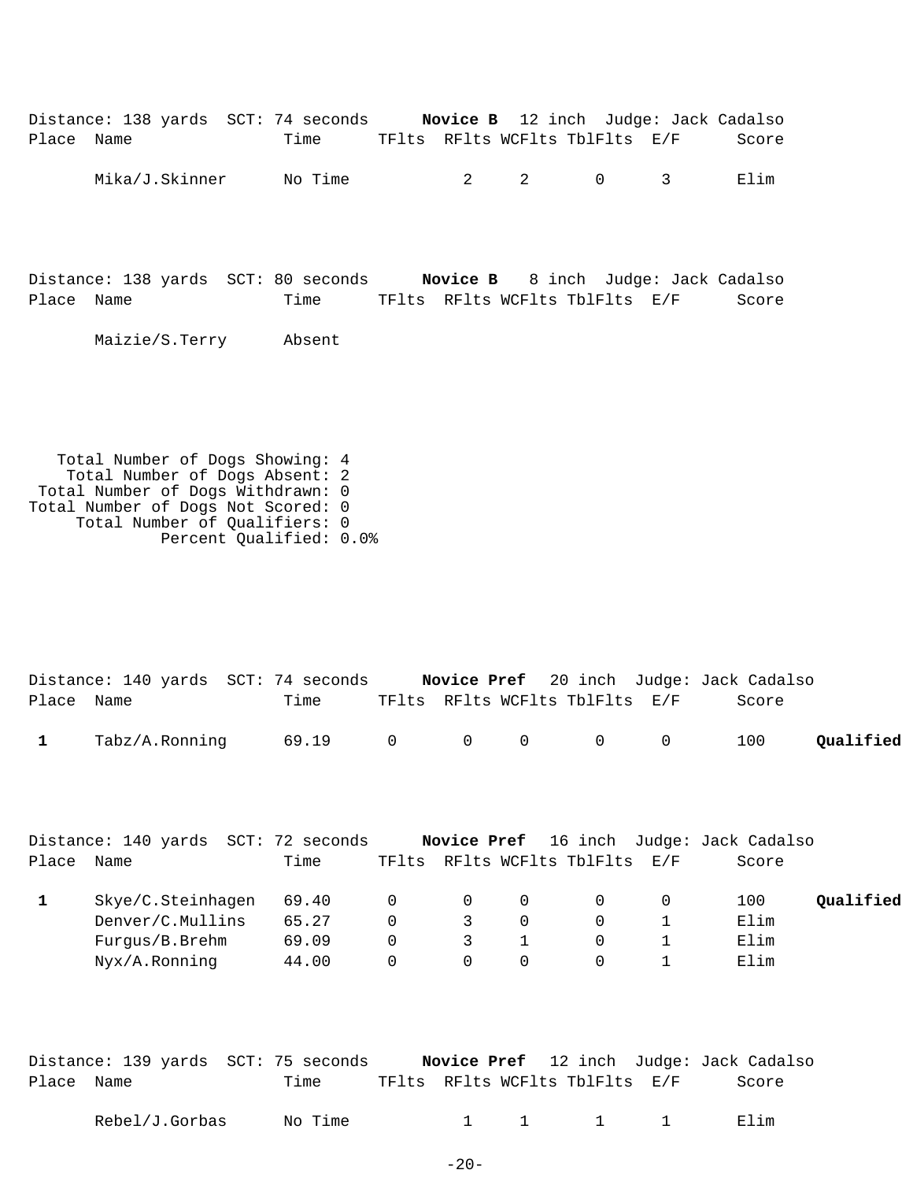Distance: 138 yards SCT: 74 seconds **Novice B** 12 inch Judge: Jack Cadalso

| Place | Name | Time | TFlts | RFlts | WCFlts | TblFlts | E/F | Score | |
|---|---|---|---|---|---|---|---|---|---|
| | Mika/J.Skinner | No Time | | 2 | 2 | 0 | 3 | Elim | |

Distance: 138 yards SCT: 80 seconds **Novice B** 8 inch Judge: Jack Cadalso

| Place | Name | Time | TFlts | RFlts | WCFlts | TblFlts | E/F | Score | |
|---|---|---|---|---|---|---|---|---|---|
| | Maizie/S.Terry | Absent | | | | | | | |

Total Number of Dogs Showing: 4
Total Number of Dogs Absent: 2
Total Number of Dogs Withdrawn: 0
Total Number of Dogs Not Scored: 0
Total Number of Qualifiers: 0
Percent Qualified: 0.0%

Distance: 140 yards SCT: 74 seconds **Novice Pref** 20 inch Judge: Jack Cadalso

| Place | Name | Time | TFlts | RFlts | WCFlts | TblFlts | E/F | Score | |
|---|---|---|---|---|---|---|---|---|---|
| **1** | Tabz/A.Ronning | 69.19 | 0 | 0 | 0 | 0 | 0 | 100 | **Qualified** |

Distance: 140 yards SCT: 72 seconds **Novice Pref** 16 inch Judge: Jack Cadalso

| Place | Name | Time | TFlts | RFlts | WCFlts | TblFlts | E/F | Score | |
|---|---|---|---|---|---|---|---|---|---|
| **1** | Skye/C.Steinhagen | 69.40 | 0 | 0 | 0 | 0 | 0 | 100 | **Qualified** |
| | Denver/C.Mullins | 65.27 | 0 | 3 | 0 | 0 | 1 | Elim | |
| | Furgus/B.Brehm | 69.09 | 0 | 3 | 1 | 0 | 1 | Elim | |
| | Nyx/A.Ronning | 44.00 | 0 | 0 | 0 | 0 | 1 | Elim | |

Distance: 139 yards SCT: 75 seconds **Novice Pref** 12 inch Judge: Jack Cadalso

| Place | Name | Time | TFlts | RFlts | WCFlts | TblFlts | E/F | Score | |
|---|---|---|---|---|---|---|---|---|---|
| | Rebel/J.Gorbas | No Time | | 1 | 1 | 1 | 1 | Elim | |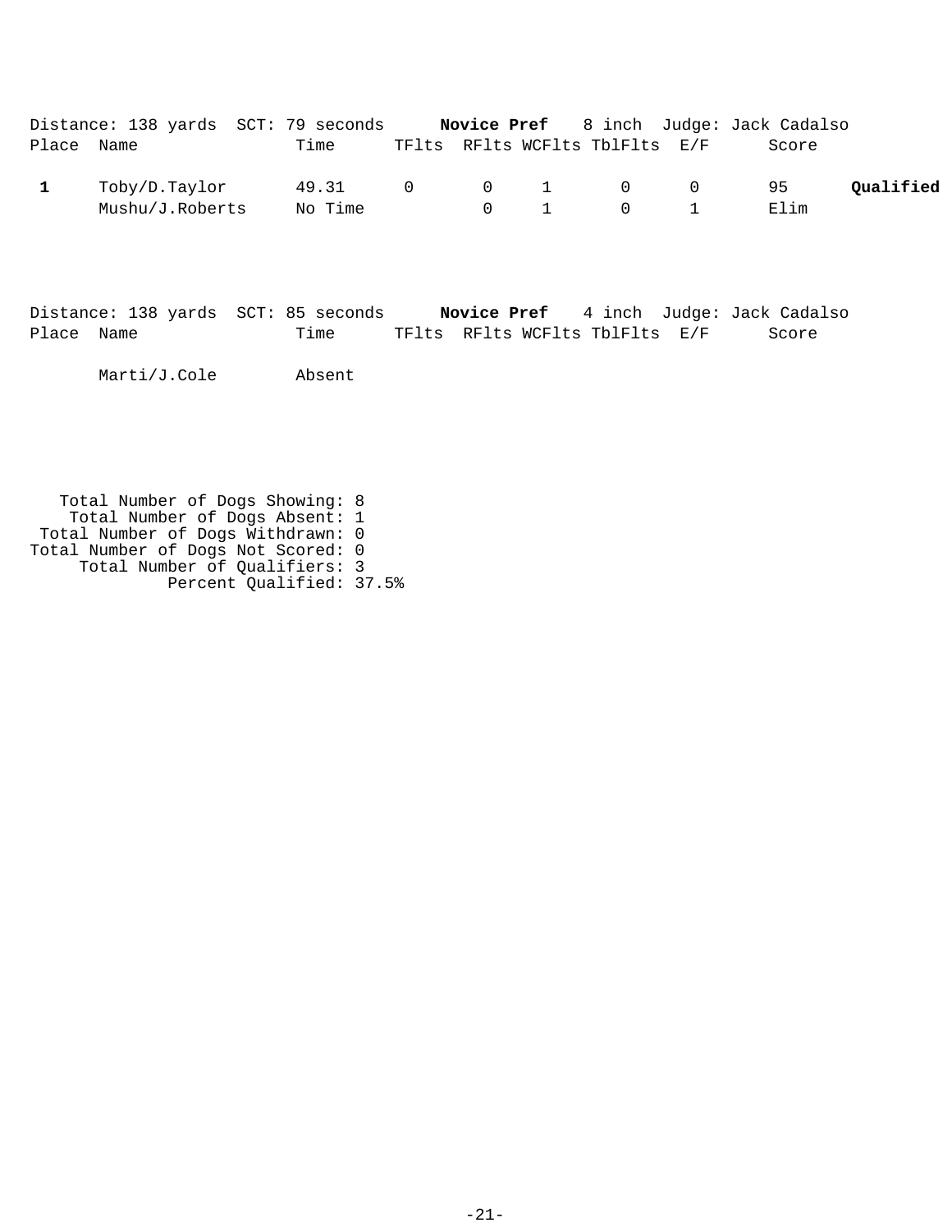Distance: 138 yards  SCT: 79 seconds  **Novice Pref**  8 inch  Judge: Jack Cadalso

| Place | Name | Time | TFlts | RFlts | WCFlts | TblFlts | E/F | Score | |
|---|---|---|---|---|---|---|---|---|---|
| **1** | Toby/D.Taylor | 49.31 | 0 | 0 | 1 | 0 | 0 | 95 | **Qualified** |
| | Mushu/J.Roberts | No Time | | 0 | 1 | 0 | 1 | Elim | |

Distance: 138 yards  SCT: 85 seconds  **Novice Pref**  4 inch  Judge: Jack Cadalso

| Place | Name | Time | TFlts | RFlts | WCFlts | TblFlts | E/F | Score |
|---|---|---|---|---|---|---|---|---|
| | Marti/J.Cole | Absent | | | | | | |

Total Number of Dogs Showing: 8
Total Number of Dogs Absent: 1
Total Number of Dogs Withdrawn: 0
Total Number of Dogs Not Scored: 0
Total Number of Qualifiers: 3
Percent Qualified: 37.5%